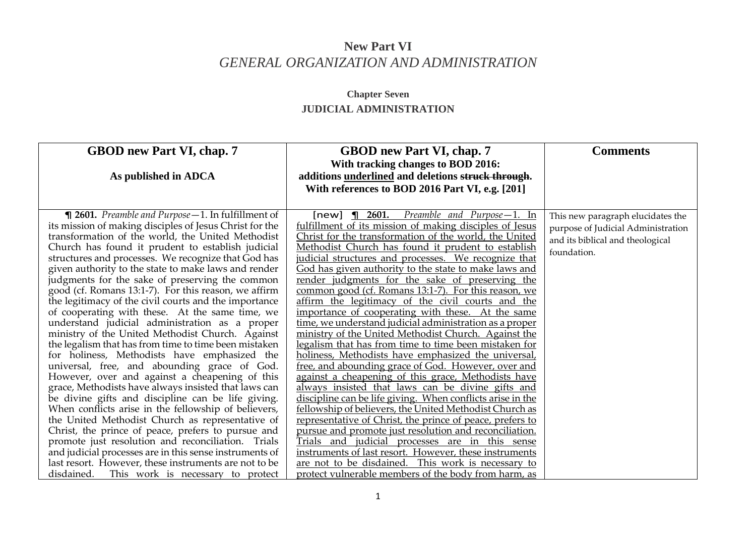# New Part VI
## *GENERAL ORGANIZATION AND ADMINISTRATION*

### Chapter Seven
### JUDICIAL ADMINISTRATION

| GBOD new Part VI, chap. 7<br><br>As published in ADCA | GBOD new Part VI, chap. 7<br>With tracking changes to BOD 2016:<br>additions <u>underlined</u> and deletions ~~struck through~~.<br>With references to BOD 2016 Part VI, e.g. [201] | Comments |
|---|---|---|
| **¶ 2601.** *Preamble and Purpose*—1. In fulfillment of its mission of making disciples of Jesus Christ for the transformation of the world, the United Methodist Church has found it prudent to establish judicial structures and processes. We recognize that God has given authority to the state to make laws and render judgments for the sake of preserving the common good (cf. Romans 13:1-7). For this reason, we affirm the legitimacy of the civil courts and the importance of cooperating with these. At the same time, we understand judicial administration as a proper ministry of the United Methodist Church. Against the legalism that has from time to time been mistaken for holiness, Methodists have emphasized the universal, free, and abounding grace of God. However, over and against a cheapening of this grace, Methodists have always insisted that laws can be divine gifts and discipline can be life giving. When conflicts arise in the fellowship of believers, the United Methodist Church as representative of Christ, the prince of peace, prefers to pursue and promote just resolution and reconciliation. Trials and judicial processes are in this sense instruments of last resort. However, these instruments are not to be disdained. This work is necessary to protect | [new] <u>**¶ 2601.** *Preamble and Purpose*—1. In fulfillment of its mission of making disciples of Jesus Christ for the transformation of the world, the United Methodist Church has found it prudent to establish judicial structures and processes. We recognize that God has given authority to the state to make laws and render judgments for the sake of preserving the common good (cf. Romans 13:1-7). For this reason, we affirm the legitimacy of the civil courts and the importance of cooperating with these. At the same time, we understand judicial administration as a proper ministry of the United Methodist Church. Against the legalism that has from time to time been mistaken for holiness, Methodists have emphasized the universal, free, and abounding grace of God. However, over and against a cheapening of this grace, Methodists have always insisted that laws can be divine gifts and discipline can be life giving. When conflicts arise in the fellowship of believers, the United Methodist Church as representative of Christ, the prince of peace, prefers to pursue and promote just resolution and reconciliation. Trials and judicial processes are in this sense instruments of last resort. However, these instruments are not to be disdained. This work is necessary to protect vulnerable members of the body from harm, as</u> | This new paragraph elucidates the purpose of Judicial Administration and its biblical and theological foundation. |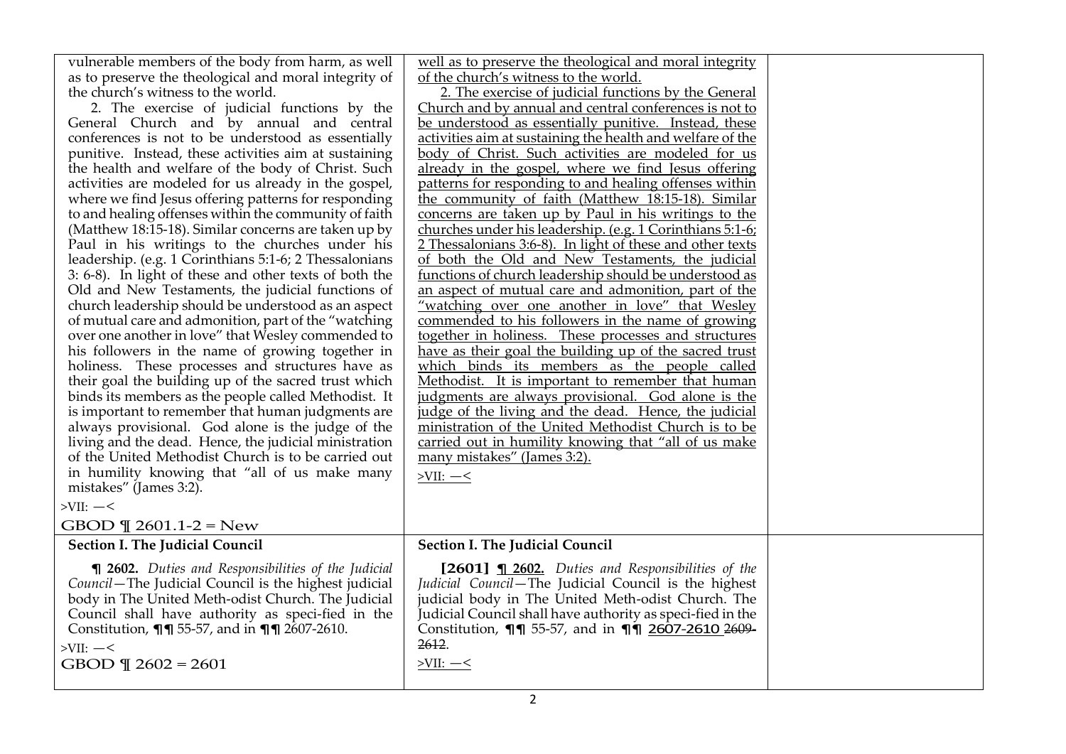| | | |
|---|---|---|
| vulnerable members of the body from harm, as well as to preserve the theological and moral integrity of the church's witness to the world.<br>2. The exercise of judicial functions by the General Church and by annual and central conferences is not to be understood as essentially punitive. Instead, these activities aim at sustaining the health and welfare of the body of Christ. Such activities are modeled for us already in the gospel, where we find Jesus offering patterns for responding to and healing offenses within the community of faith (Matthew 18:15-18). Similar concerns are taken up by Paul in his writings to the churches under his leadership. (e.g. 1 Corinthians 5:1-6; 2 Thessalonians 3: 6-8). In light of these and other texts of both the Old and New Testaments, the judicial functions of church leadership should be understood as an aspect of mutual care and admonition, part of the "watching over one another in love" that Wesley commended to his followers in the name of growing together in holiness. These processes and structures have as their goal the building up of the sacred trust which binds its members as the people called Methodist. It is important to remember that human judgments are always provisional. God alone is the judge of the living and the dead. Hence, the judicial ministration of the United Methodist Church is to be carried out in humility knowing that "all of us make many mistakes" (James 3:2).<br>>VII: —<<br>GBOD ¶ 2601.1-2 = New | <u>well as to preserve the theological and moral integrity of the church's witness to the world.</u><br><u>2. The exercise of judicial functions by the General Church and by annual and central conferences is not to be understood as essentially punitive. Instead, these activities aim at sustaining the health and welfare of the body of Christ. Such activities are modeled for us already in the gospel, where we find Jesus offering patterns for responding to and healing offenses within the community of faith (Matthew 18:15-18). Similar concerns are taken up by Paul in his writings to the churches under his leadership. (e.g. 1 Corinthians 5:1-6; 2 Thessalonians 3:6-8). In light of these and other texts of both the Old and New Testaments, the judicial functions of church leadership should be understood as an aspect of mutual care and admonition, part of the "watching over one another in love" that Wesley commended to his followers in the name of growing together in holiness. These processes and structures have as their goal the building up of the sacred trust which binds its members as the people called Methodist. It is important to remember that human judgments are always provisional. God alone is the judge of the living and the dead. Hence, the judicial ministration of the United Methodist Church is to be carried out in humility knowing that "all of us make many mistakes" (James 3:2).</u><br><u>>VII: —<</u> | |
| **Section I. The Judicial Council**<br>**¶ 2602.** *Duties and Responsibilities of the Judicial Council*—The Judicial Council is the highest judicial body in The United Meth-odist Church. The Judicial Council shall have authority as speci-fied in the Constitution, **¶¶** 55-57, and in **¶¶** 2607-2610.<br>>VII: —<<br>GBOD ¶ 2602 = 2601 | **Section I. The Judicial Council**<br>**[2601]** **<u>¶ 2602.</u>** *Duties and Responsibilities of the Judicial Council*—The Judicial Council is the highest judicial body in The United Meth-odist Church. The Judicial Council shall have authority as speci-fied in the Constitution, **¶¶** 55-57, and in **¶¶** <u>2607-2610</u> ~~2609-2612~~.<br><u>>VII: —<</u> | |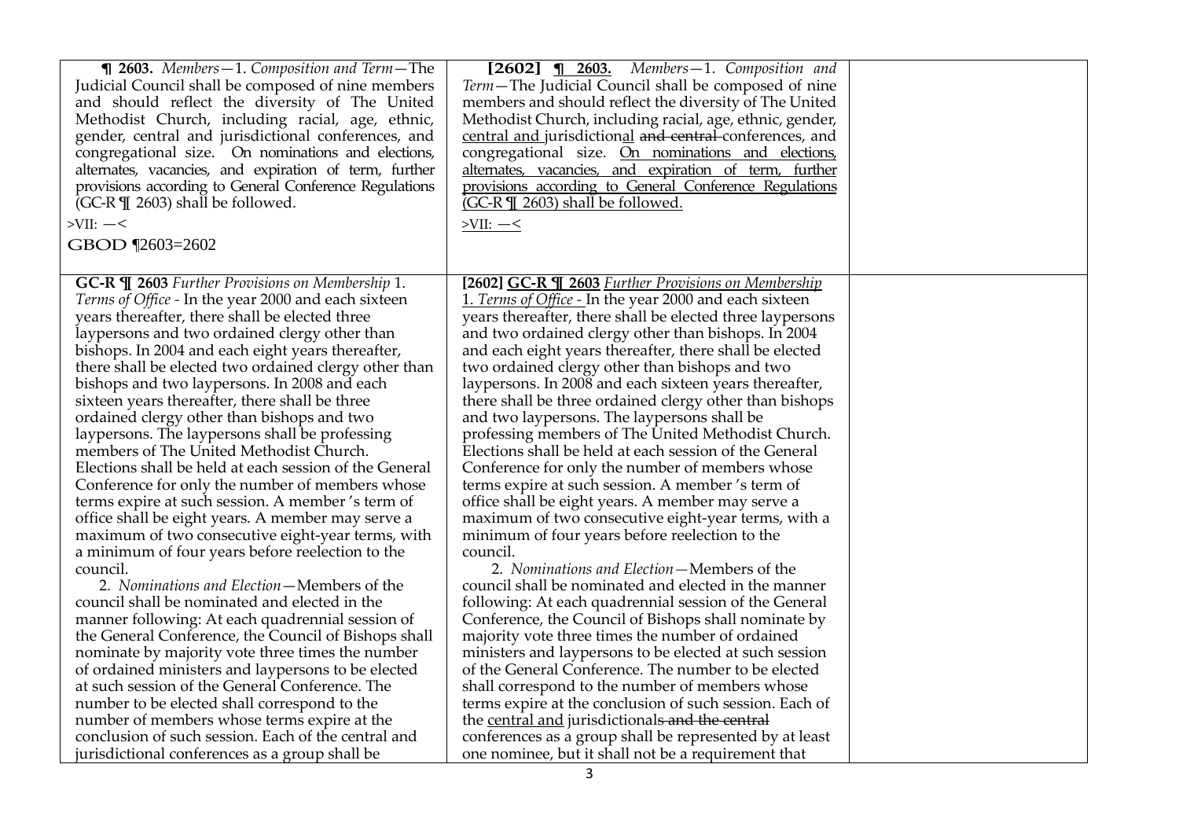| | | |
|---|---|---|
| **¶ 2603.** *Members*—1. *Composition and Term*—The Judicial Council shall be composed of nine members and should reflect the diversity of The United Methodist Church, including racial, age, ethnic, gender, central and jurisdictional conferences, and congregational size. On nominations and elections, alternates, vacancies, and expiration of term, further provisions according to General Conference Regulations (GC-R ¶ 2603) shall be followed.<br>>VII: —<<br>GBOD ¶2603=2602 | **[2602] ¶ 2603.** *Members*—1. *Composition and Term*—The Judicial Council shall be composed of nine members and should reflect the diversity of The United Methodist Church, including racial, age, ethnic, gender, central and jurisdictional ~~and central~~ conferences, and congregational size. On nominations and elections, alternates, vacancies, and expiration of term, further provisions according to General Conference Regulations (GC-R ¶ 2603) shall be followed.<br>>VII: —< | |
| **GC-R ¶ 2603** *Further Provisions on Membership* 1. *Terms of Office* - In the year 2000 and each sixteen years thereafter, there shall be elected three laypersons and two ordained clergy other than bishops. In 2004 and each eight years thereafter, there shall be elected two ordained clergy other than bishops and two laypersons. In 2008 and each sixteen years thereafter, there shall be three ordained clergy other than bishops and two laypersons. The laypersons shall be professing members of The United Methodist Church. Elections shall be held at each session of the General Conference for only the number of members whose terms expire at such session. A member 's term of office shall be eight years. A member may serve a maximum of two consecutive eight-year terms, with a minimum of four years before reelection to the council.<br>2. *Nominations and Election*—Members of the council shall be nominated and elected in the manner following: At each quadrennial session of the General Conference, the Council of Bishops shall nominate by majority vote three times the number of ordained ministers and laypersons to be elected at such session of the General Conference. The number to be elected shall correspond to the number of members whose terms expire at the conclusion of such session. Each of the central and jurisdictional conferences as a group shall be | **[2602] GC-R ¶ 2603** *Further Provisions on Membership* 1. *Terms of Office* - In the year 2000 and each sixteen years thereafter, there shall be elected three laypersons and two ordained clergy other than bishops. In 2004 and each eight years thereafter, there shall be elected two ordained clergy other than bishops and two laypersons. In 2008 and each sixteen years thereafter, there shall be three ordained clergy other than bishops and two laypersons. The laypersons shall be professing members of The United Methodist Church. Elections shall be held at each session of the General Conference for only the number of members whose terms expire at such session. A member 's term of office shall be eight years. A member may serve a maximum of two consecutive eight-year terms, with a minimum of four years before reelection to the council.<br>2. *Nominations and Election*—Members of the council shall be nominated and elected in the manner following: At each quadrennial session of the General Conference, the Council of Bishops shall nominate by majority vote three times the number of ordained ministers and laypersons to be elected at such session of the General Conference. The number to be elected shall correspond to the number of members whose terms expire at the conclusion of such session. Each of the central and jurisdictional~~s and the central~~ conferences as a group shall be represented by at least one nominee, but it shall not be a requirement that | |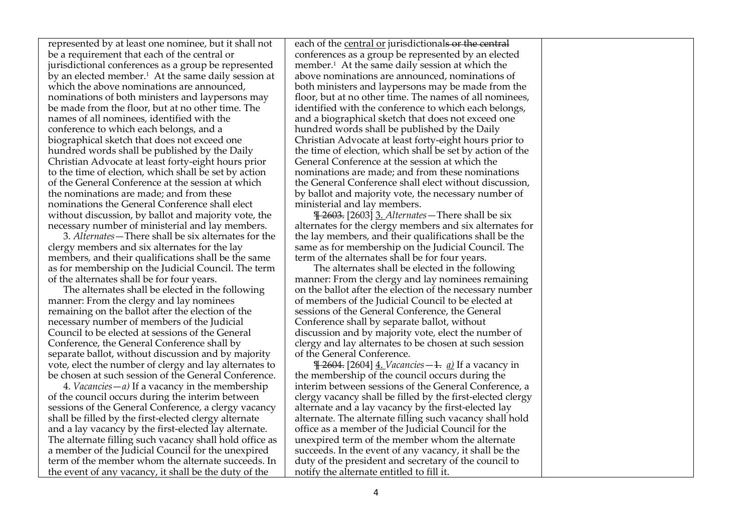| | | |
|---|---|---|
| represented by at least one nominee, but it shall not be a requirement that each of the central or jurisdictional conferences as a group be represented by an elected member.[1] At the same daily session at which the above nominations are announced, nominations of both ministers and laypersons may be made from the floor, but at no other time. The names of all nominees, identified with the conference to which each belongs, and a biographical sketch that does not exceed one hundred words shall be published by the Daily Christian Advocate at least forty-eight hours prior to the time of election, which shall be set by action of the General Conference at the session at which the nominations are made; and from these nominations the General Conference shall elect without discussion, by ballot and majority vote, the necessary number of ministerial and lay members.<br><br>3. *Alternates*—There shall be six alternates for the clergy members and six alternates for the lay members, and their qualifications shall be the same as for membership on the Judicial Council. The term of the alternates shall be for four years.<br><br>The alternates shall be elected in the following manner: From the clergy and lay nominees remaining on the ballot after the election of the necessary number of members of the Judicial Council to be elected at sessions of the General Conference, the General Conference shall by separate ballot, without discussion and by majority vote, elect the number of clergy and lay alternates to be chosen at such session of the General Conference.<br><br>4. *Vacancies*—*a)* If a vacancy in the membership of the council occurs during the interim between sessions of the General Conference, a clergy vacancy shall be filled by the first-elected clergy alternate and a lay vacancy by the first-elected lay alternate. The alternate filling such vacancy shall hold office as a member of the Judicial Council for the unexpired term of the member whom the alternate succeeds. In the event of any vacancy, it shall be the duty of the | each of the <u>central or</u> jurisdictional~~s or the central~~ conferences as a group be represented by an elected member.[1] At the same daily session at which the above nominations are announced, nominations of both ministers and laypersons may be made from the floor, but at no other time. The names of all nominees, identified with the conference to which each belongs, and a biographical sketch that does not exceed one hundred words shall be published by the Daily Christian Advocate at least forty-eight hours prior to the time of election, which shall be set by action of the General Conference at the session at which the nominations are made; and from these nominations the General Conference shall elect without discussion, by ballot and majority vote, the necessary number of ministerial and lay members.<br><br>~~¶ 2603.~~ [2603] <u>3.</u> *Alternates*—There shall be six alternates for the clergy members and six alternates for the lay members, and their qualifications shall be the same as for membership on the Judicial Council. The term of the alternates shall be for four years.<br><br>The alternates shall be elected in the following manner: From the clergy and lay nominees remaining on the ballot after the election of the necessary number of members of the Judicial Council to be elected at sessions of the General Conference, the General Conference shall by separate ballot, without discussion and by majority vote, elect the number of clergy and lay alternates to be chosen at such session of the General Conference.<br><br>~~¶ 2604.~~ [2604] <u>4.</u> *Vacancies*—~~1.~~ <u>*a)*</u> If a vacancy in the membership of the council occurs during the interim between sessions of the General Conference, a clergy vacancy shall be filled by the first-elected clergy alternate and a lay vacancy by the first-elected lay alternate. The alternate filling such vacancy shall hold office as a member of the Judicial Council for the unexpired term of the member whom the alternate succeeds. In the event of any vacancy, it shall be the duty of the president and secretary of the council to notify the alternate entitled to fill it. | |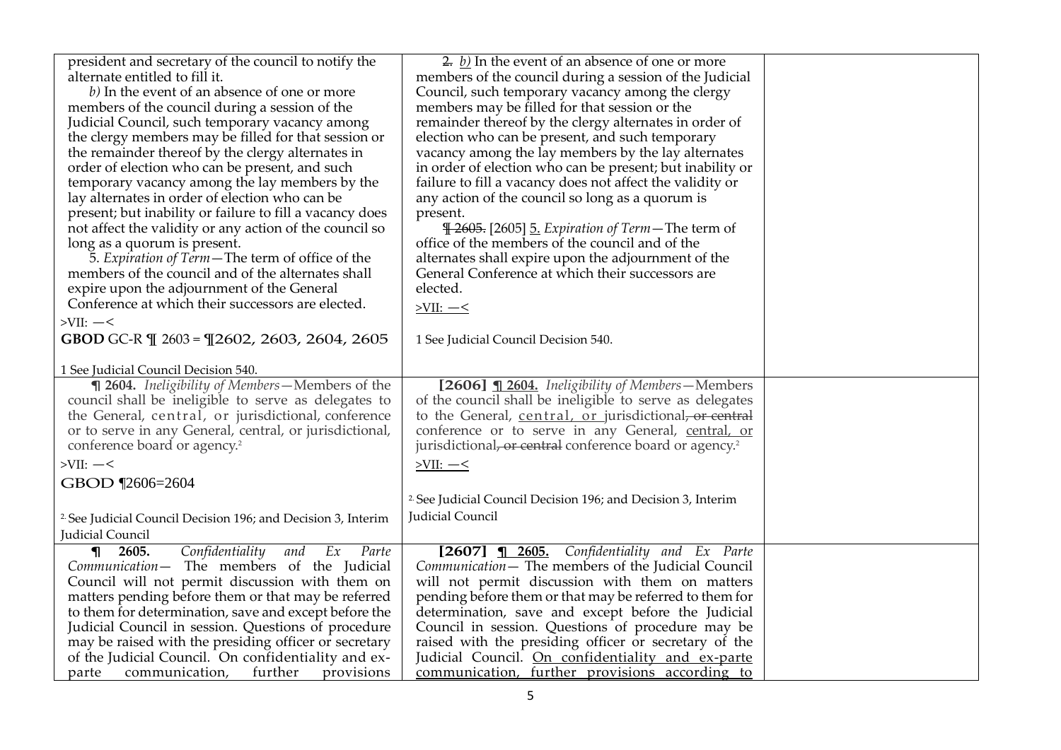| | | |
|---|---|---|
| president and secretary of the council to notify the alternate entitled to fill it.<br>*b)* In the event of an absence of one or more members of the council during a session of the Judicial Council, such temporary vacancy among the clergy members may be filled for that session or the remainder thereof by the clergy alternates in order of election who can be present, and such temporary vacancy among the lay members by the lay alternates in order of election who can be present; but inability or failure to fill a vacancy does not affect the validity or any action of the council so long as a quorum is present.<br>5. *Expiration of Term*—The term of office of the members of the council and of the alternates shall expire upon the adjournment of the General Conference at which their successors are elected.<br>>VII: —<<br>**GBOD** GC-R ¶ 2603 = ¶2602, 2603, 2604, 2605<br><br>1 See Judicial Council Decision 540. | ~~2.~~ *b)* In the event of an absence of one or more members of the council during a session of the Judicial Council, such temporary vacancy among the clergy members may be filled for that session or the remainder thereof by the clergy alternates in order of election who can be present, and such temporary vacancy among the lay members by the lay alternates in order of election who can be present; but inability or failure to fill a vacancy does not affect the validity or any action of the council so long as a quorum is present.<br>~~¶ 2605.~~ [2605] 5. *Expiration of Term*—The term of office of the members of the council and of the alternates shall expire upon the adjournment of the General Conference at which their successors are elected.<br>>VII: —<<br><br>1 See Judicial Council Decision 540. | |
| **¶ 2604.** *Ineligibility of Members*—Members of the council shall be ineligible to serve as delegates to the General, central, or jurisdictional, conference or to serve in any General, central, or jurisdictional, conference board or agency.[2]<br>>VII: —<<br>GBOD ¶2606=2604<br><br>[2] See Judicial Council Decision 196; and Decision 3, Interim Judicial Council | **[2606] ¶ 2604.** *Ineligibility of Members*—Members of the council shall be ineligible to serve as delegates to the General, central, or jurisdictional~~, or central~~ conference or to serve in any General, central, or jurisdictional~~, or central~~ conference board or agency.[2]<br>>VII: —<<br><br>[2] See Judicial Council Decision 196; and Decision 3, Interim Judicial Council | |
| **¶ 2605.** *Confidentiality and Ex Parte Communication*— The members of the Judicial Council will not permit discussion with them on matters pending before them or that may be referred to them for determination, save and except before the Judicial Council in session. Questions of procedure may be raised with the presiding officer or secretary of the Judicial Council. On confidentiality and ex-parte communication, further provisions | **[2607] ¶ 2605.** *Confidentiality and Ex Parte Communication*— The members of the Judicial Council will not permit discussion with them on matters pending before them or that may be referred to them for determination, save and except before the Judicial Council in session. Questions of procedure may be raised with the presiding officer or secretary of the Judicial Council. On confidentiality and ex-parte communication, further provisions according to | |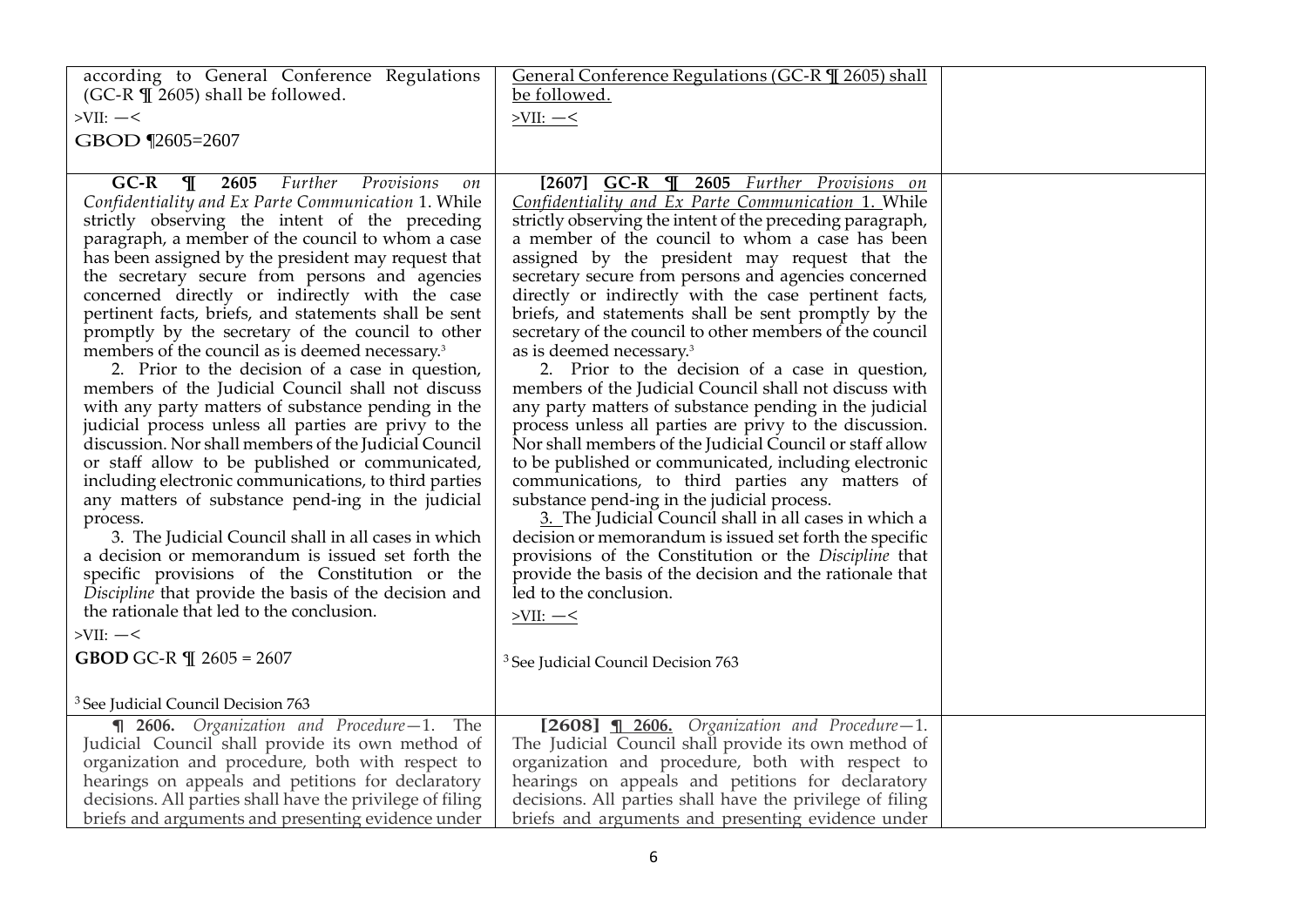| | | |
|---|---|---|
| according to General Conference Regulations (GC-R ¶ 2605) shall be followed.<br>>VII: —<<br>GBOD ¶2605=2607 | <u>General Conference Regulations (GC-R ¶ 2605) shall be followed.</u><br><u>>VII: —<</u> | |
| **GC-R ¶ 2605** *Further Provisions on Confidentiality and Ex Parte Communication* 1. While strictly observing the intent of the preceding paragraph, a member of the council to whom a case has been assigned by the president may request that the secretary secure from persons and agencies concerned directly or indirectly with the case pertinent facts, briefs, and statements shall be sent promptly by the secretary of the council to other members of the council as is deemed necessary.[3]<br>2. Prior to the decision of a case in question, members of the Judicial Council shall not discuss with any party matters of substance pending in the judicial process unless all parties are privy to the discussion. Nor shall members of the Judicial Council or staff allow to be published or communicated, including electronic communications, to third parties any matters of substance pend-ing in the judicial process.<br>3. The Judicial Council shall in all cases in which a decision or memorandum is issued set forth the specific provisions of the Constitution or the *Discipline* that provide the basis of the decision and the rationale that led to the conclusion.<br>>VII: —<<br>**GBOD** GC-R ¶ 2605 = 2607<br><br>[3] See Judicial Council Decision 763 | **[2607]** <u>**GC-R ¶ 2605** *Further Provisions on Confidentiality and Ex Parte Communication* 1.</u> While strictly observing the intent of the preceding paragraph, a member of the council to whom a case has been assigned by the president may request that the secretary secure from persons and agencies concerned directly or indirectly with the case pertinent facts, briefs, and statements shall be sent promptly by the secretary of the council to other members of the council as is deemed necessary.[3]<br>2. Prior to the decision of a case in question, members of the Judicial Council shall not discuss with any party matters of substance pending in the judicial process unless all parties are privy to the discussion. Nor shall members of the Judicial Council or staff allow to be published or communicated, including electronic communications, to third parties any matters of substance pend-ing in the judicial process.<br><u>3.</u> The Judicial Council shall in all cases in which a decision or memorandum is issued set forth the specific provisions of the Constitution or the *Discipline* that provide the basis of the decision and the rationale that led to the conclusion.<br><u>>VII: —<</u><br><br>[3] See Judicial Council Decision 763 | |
| **¶ 2606.** *Organization and Procedure*—1. The Judicial Council shall provide its own method of organization and procedure, both with respect to hearings on appeals and petitions for declaratory decisions. All parties shall have the privilege of filing briefs and arguments and presenting evidence under | **[2608]** <u>**¶ 2606.**</u> *Organization and Procedure*—1. The Judicial Council shall provide its own method of organization and procedure, both with respect to hearings on appeals and petitions for declaratory decisions. All parties shall have the privilege of filing briefs and arguments and presenting evidence under | |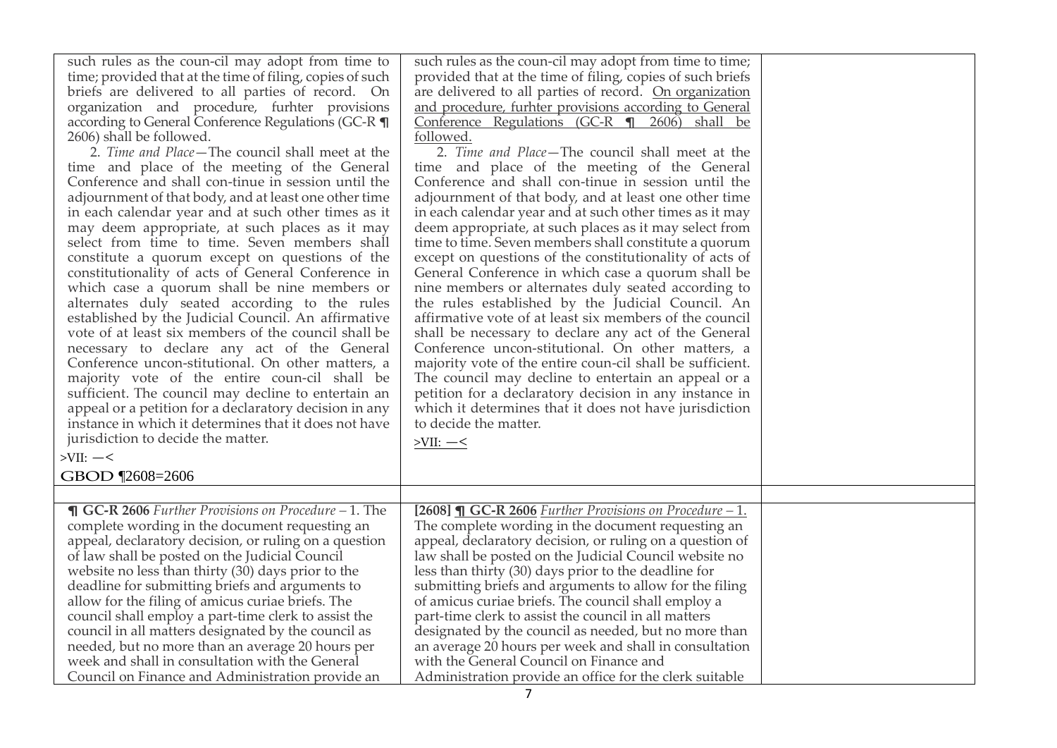| | | |
|---|---|---|
| such rules as the coun-cil may adopt from time to time; provided that at the time of filing, copies of such briefs are delivered to all parties of record. On organization and procedure, furhter provisions according to General Conference Regulations (GC-R ¶ 2606) shall be followed.<br>2. *Time and Place*—The council shall meet at the time and place of the meeting of the General Conference and shall con-tinue in session until the adjournment of that body, and at least one other time in each calendar year and at such other times as it may deem appropriate, at such places as it may select from time to time. Seven members shall constitute a quorum except on questions of the constitutionality of acts of General Conference in which case a quorum shall be nine members or alternates duly seated according to the rules established by the Judicial Council. An affirmative vote of at least six members of the council shall be necessary to declare any act of the General Conference uncon-stitutional. On other matters, a majority vote of the entire coun-cil shall be sufficient. The council may decline to entertain an appeal or a petition for a declaratory decision in any instance in which it determines that it does not have jurisdiction to decide the matter.<br>>VII: —<<br>GBOD ¶2608=2606 | such rules as the coun-cil may adopt from time to time; provided that at the time of filing, copies of such briefs are delivered to all parties of record. <u>On organization and procedure, furhter provisions according to General Conference Regulations (GC-R ¶ 2606) shall be followed.</u><br>2. *Time and Place*—The council shall meet at the time and place of the meeting of the General Conference and shall con-tinue in session until the adjournment of that body, and at least one other time in each calendar year and at such other times as it may deem appropriate, at such places as it may select from time to time. Seven members shall constitute a quorum except on questions of the constitutionality of acts of General Conference in which case a quorum shall be nine members or alternates duly seated according to the rules established by the Judicial Council. An affirmative vote of at least six members of the council shall be necessary to declare any act of the General Conference uncon-stitutional. On other matters, a majority vote of the entire coun-cil shall be sufficient. The council may decline to entertain an appeal or a petition for a declaratory decision in any instance in which it determines that it does not have jurisdiction to decide the matter.<br><u>>VII: —<</u> | |
| | | |
| **¶ GC-R 2606** *Further Provisions on Procedure* – 1. The complete wording in the document requesting an appeal, declaratory decision, or ruling on a question of law shall be posted on the Judicial Council website no less than thirty (30) days prior to the deadline for submitting briefs and arguments to allow for the filing of amicus curiae briefs. The council shall employ a part-time clerk to assist the council in all matters designated by the council as needed, but no more than an average 20 hours per week and shall in consultation with the General Council on Finance and Administration provide an | **[2608] ¶ GC-R 2606** <u>*Further Provisions on Procedure* – 1.</u> The complete wording in the document requesting an appeal, declaratory decision, or ruling on a question of law shall be posted on the Judicial Council website no less than thirty (30) days prior to the deadline for submitting briefs and arguments to allow for the filing of amicus curiae briefs. The council shall employ a part-time clerk to assist the council in all matters designated by the council as needed, but no more than an average 20 hours per week and shall in consultation with the General Council on Finance and Administration provide an office for the clerk suitable | |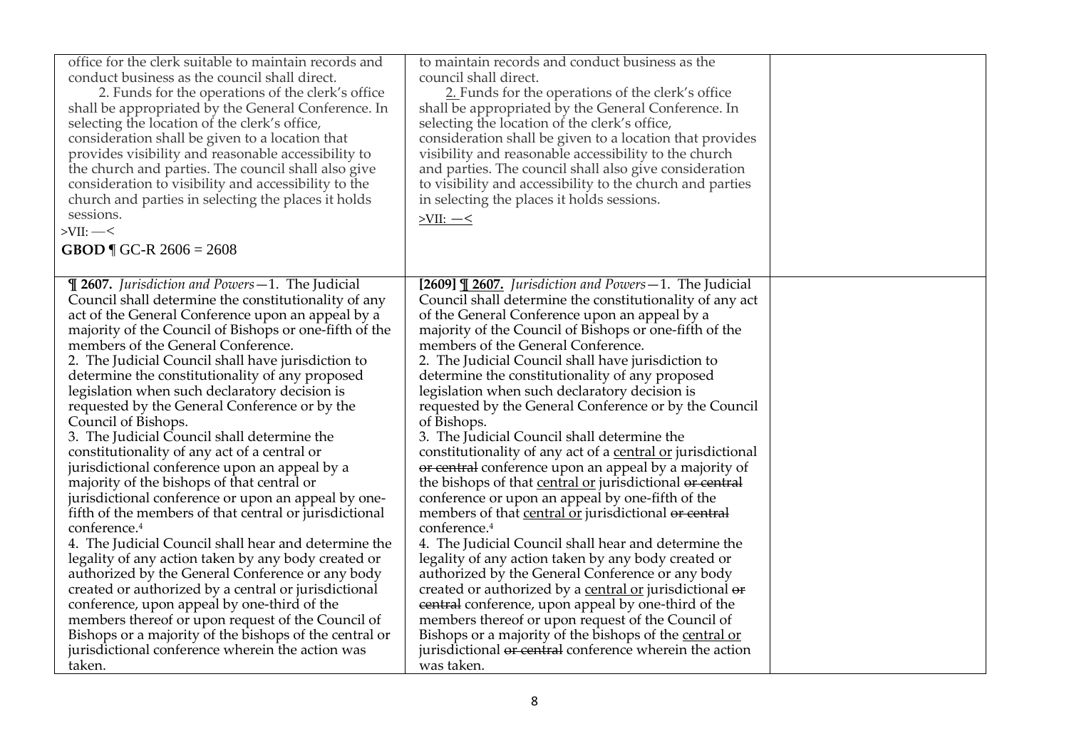| | | |
|---|---|---|
| office for the clerk suitable to maintain records and conduct business as the council shall direct.<br>2. Funds for the operations of the clerk's office shall be appropriated by the General Conference. In selecting the location of the clerk's office, consideration shall be given to a location that provides visibility and reasonable accessibility to the church and parties. The council shall also give consideration to visibility and accessibility to the church and parties in selecting the places it holds sessions.<br>>VII: —<<br>**GBOD** ¶ GC-R 2606 = 2608 | to maintain records and conduct business as the council shall direct.<br><u>2.</u> Funds for the operations of the clerk's office shall be appropriated by the General Conference. In selecting the location of the clerk's office, consideration shall be given to a location that provides visibility and reasonable accessibility to the church and parties. The council shall also give consideration to visibility and accessibility to the church and parties in selecting the places it holds sessions.<br><u>>VII: —<</u> | |
| **¶ 2607.** *Jurisdiction and Powers*—1. The Judicial Council shall determine the constitutionality of any act of the General Conference upon an appeal by a majority of the Council of Bishops or one-fifth of the members of the General Conference.<br>2. The Judicial Council shall have jurisdiction to determine the constitutionality of any proposed legislation when such declaratory decision is requested by the General Conference or by the Council of Bishops.<br>3. The Judicial Council shall determine the constitutionality of any act of a central or jurisdictional conference upon an appeal by a majority of the bishops of that central or jurisdictional conference or upon an appeal by one-fifth of the members of that central or jurisdictional conference.[4]<br>4. The Judicial Council shall hear and determine the legality of any action taken by any body created or authorized by the General Conference or any body created or authorized by a central or jurisdictional conference, upon appeal by one-third of the members thereof or upon request of the Council of Bishops or a majority of the bishops of the central or jurisdictional conference wherein the action was taken. | **[2609] <u>¶ 2607.</u>** *Jurisdiction and Powers*—1. The Judicial Council shall determine the constitutionality of any act of the General Conference upon an appeal by a majority of the Council of Bishops or one-fifth of the members of the General Conference.<br>2. The Judicial Council shall have jurisdiction to determine the constitutionality of any proposed legislation when such declaratory decision is requested by the General Conference or by the Council of Bishops.<br>3. The Judicial Council shall determine the constitutionality of any act of a <u>central or</u> jurisdictional ~~or central~~ conference upon an appeal by a majority of the bishops of that <u>central or</u> jurisdictional ~~or central~~ conference or upon an appeal by one-fifth of the members of that <u>central or</u> jurisdictional ~~or central~~ conference.[4]<br>4. The Judicial Council shall hear and determine the legality of any action taken by any body created or authorized by the General Conference or any body created or authorized by a <u>central or</u> jurisdictional ~~or central~~ conference, upon appeal by one-third of the members thereof or upon request of the Council of Bishops or a majority of the bishops of the <u>central or</u> jurisdictional ~~or central~~ conference wherein the action was taken. | |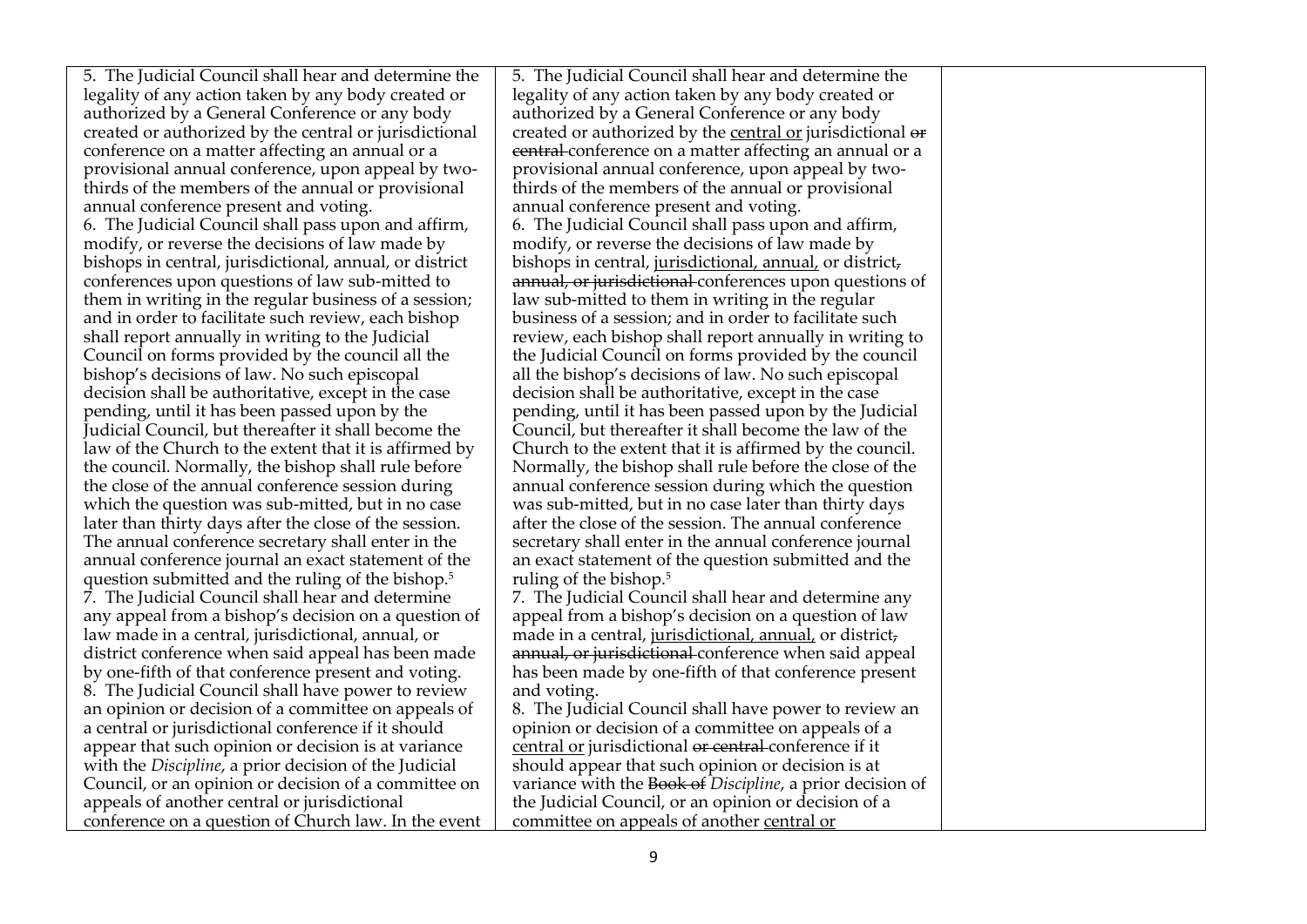| | | |
|---|---|---|
| 5. The Judicial Council shall hear and determine the legality of any action taken by any body created or authorized by a General Conference or any body created or authorized by the central or jurisdictional conference on a matter affecting an annual or a provisional annual conference, upon appeal by two-thirds of the members of the annual or provisional annual conference present and voting.<br>6. The Judicial Council shall pass upon and affirm, modify, or reverse the decisions of law made by bishops in central, jurisdictional, annual, or district conferences upon questions of law sub-mitted to them in writing in the regular business of a session; and in order to facilitate such review, each bishop shall report annually in writing to the Judicial Council on forms provided by the council all the bishop's decisions of law. No such episcopal decision shall be authoritative, except in the case pending, until it has been passed upon by the Judicial Council, but thereafter it shall become the law of the Church to the extent that it is affirmed by the council. Normally, the bishop shall rule before the close of the annual conference session during which the question was sub-mitted, but in no case later than thirty days after the close of the session. The annual conference secretary shall enter in the annual conference journal an exact statement of the question submitted and the ruling of the bishop.[5]<br>7. The Judicial Council shall hear and determine any appeal from a bishop's decision on a question of law made in a central, jurisdictional, annual, or district conference when said appeal has been made by one-fifth of that conference present and voting.<br>8. The Judicial Council shall have power to review an opinion or decision of a committee on appeals of a central or jurisdictional conference if it should appear that such opinion or decision is at variance with the *Discipline*, a prior decision of the Judicial Council, or an opinion or decision of a committee on appeals of another central or jurisdictional conference on a question of Church law. In the event | 5. The Judicial Council shall hear and determine the legality of any action taken by any body created or authorized by a General Conference or any body created or authorized by the <u>central or</u> jurisdictional ~~or central~~ conference on a matter affecting an annual or a provisional annual conference, upon appeal by two-thirds of the members of the annual or provisional annual conference present and voting.<br>6. The Judicial Council shall pass upon and affirm, modify, or reverse the decisions of law made by bishops in central, <u>jurisdictional, annual,</u> or district~~, annual, or jurisdictional~~ conferences upon questions of law sub-mitted to them in writing in the regular business of a session; and in order to facilitate such review, each bishop shall report annually in writing to the Judicial Council on forms provided by the council all the bishop's decisions of law. No such episcopal decision shall be authoritative, except in the case pending, until it has been passed upon by the Judicial Council, but thereafter it shall become the law of the Church to the extent that it is affirmed by the council. Normally, the bishop shall rule before the close of the annual conference session during which the question was sub-mitted, but in no case later than thirty days after the close of the session. The annual conference secretary shall enter in the annual conference journal an exact statement of the question submitted and the ruling of the bishop.[5]<br>7. The Judicial Council shall hear and determine any appeal from a bishop's decision on a question of law made in a central, <u>jurisdictional, annual,</u> or district~~, annual, or jurisdictional~~ conference when said appeal has been made by one-fifth of that conference present and voting.<br>8. The Judicial Council shall have power to review an opinion or decision of a committee on appeals of a <u>central or</u> jurisdictional ~~or central~~ conference if it should appear that such opinion or decision is at variance with the ~~Book of~~ *Discipline*, a prior decision of the Judicial Council, or an opinion or decision of a committee on appeals of another <u>central or</u> | |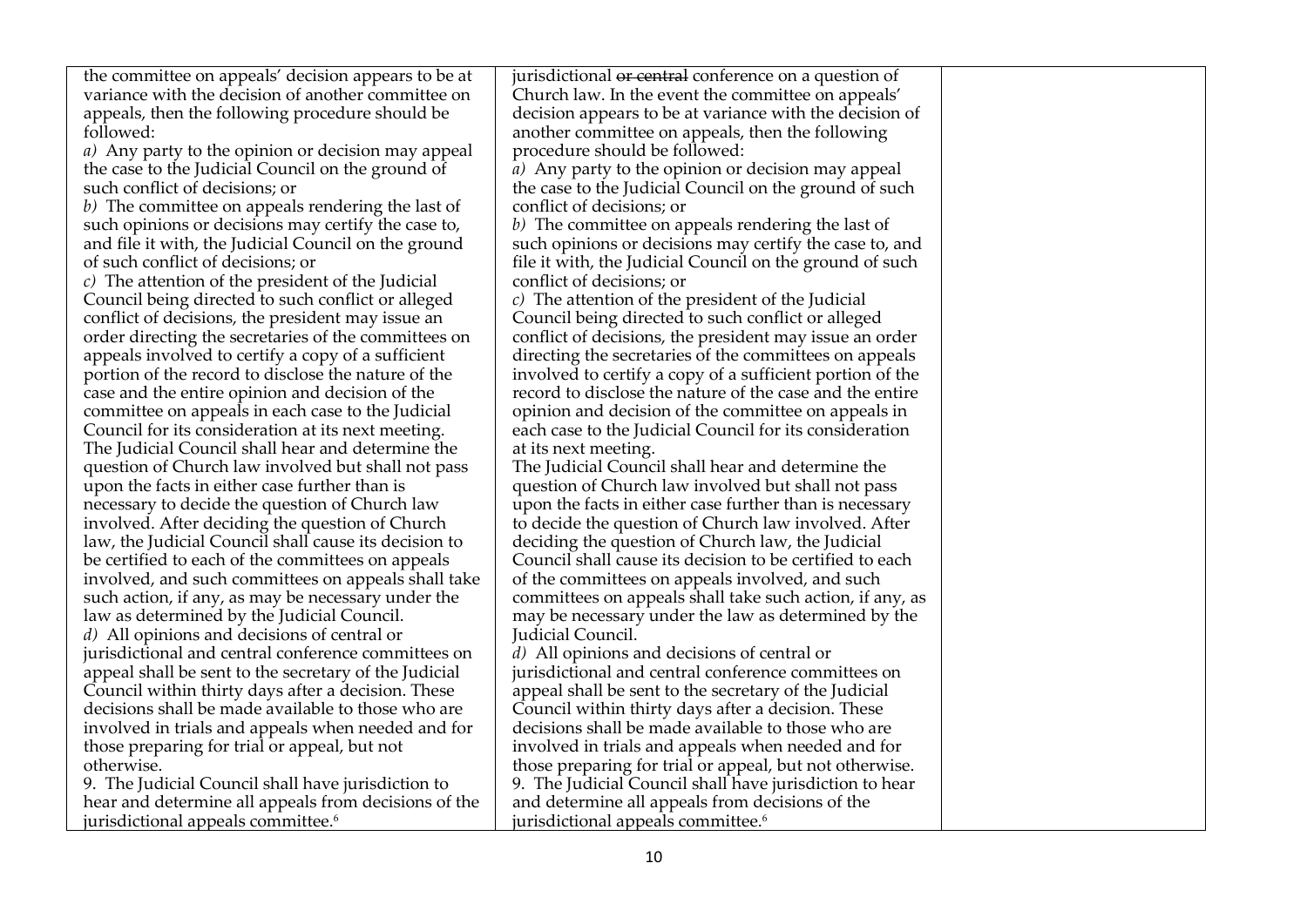| | | |
|---|---|---|
| the committee on appeals' decision appears to be at variance with the decision of another committee on appeals, then the following procedure should be followed:<br>*a)* Any party to the opinion or decision may appeal the case to the Judicial Council on the ground of such conflict of decisions; or<br>*b)* The committee on appeals rendering the last of such opinions or decisions may certify the case to, and file it with, the Judicial Council on the ground of such conflict of decisions; or<br>*c)* The attention of the president of the Judicial Council being directed to such conflict or alleged conflict of decisions, the president may issue an order directing the secretaries of the committees on appeals involved to certify a copy of a sufficient portion of the record to disclose the nature of the case and the entire opinion and decision of the committee on appeals in each case to the Judicial Council for its consideration at its next meeting. The Judicial Council shall hear and determine the question of Church law involved but shall not pass upon the facts in either case further than is necessary to decide the question of Church law involved. After deciding the question of Church law, the Judicial Council shall cause its decision to be certified to each of the committees on appeals involved, and such committees on appeals shall take such action, if any, as may be necessary under the law as determined by the Judicial Council.<br>*d)* All opinions and decisions of central or jurisdictional and central conference committees on appeal shall be sent to the secretary of the Judicial Council within thirty days after a decision. These decisions shall be made available to those who are involved in trials and appeals when needed and for those preparing for trial or appeal, but not otherwise.<br>9. The Judicial Council shall have jurisdiction to hear and determine all appeals from decisions of the jurisdictional appeals committee.[6] | jurisdictional ~~or central~~ conference on a question of Church law. In the event the committee on appeals' decision appears to be at variance with the decision of another committee on appeals, then the following procedure should be followed:<br>*a)* Any party to the opinion or decision may appeal the case to the Judicial Council on the ground of such conflict of decisions; or<br>*b)* The committee on appeals rendering the last of such opinions or decisions may certify the case to, and file it with, the Judicial Council on the ground of such conflict of decisions; or<br>*c)* The attention of the president of the Judicial Council being directed to such conflict or alleged conflict of decisions, the president may issue an order directing the secretaries of the committees on appeals involved to certify a copy of a sufficient portion of the record to disclose the nature of the case and the entire opinion and decision of the committee on appeals in each case to the Judicial Council for its consideration at its next meeting.<br>The Judicial Council shall hear and determine the question of Church law involved but shall not pass upon the facts in either case further than is necessary to decide the question of Church law involved. After deciding the question of Church law, the Judicial Council shall cause its decision to be certified to each of the committees on appeals involved, and such committees on appeals shall take such action, if any, as may be necessary under the law as determined by the Judicial Council.<br>*d)* All opinions and decisions of central or jurisdictional and central conference committees on appeal shall be sent to the secretary of the Judicial Council within thirty days after a decision. These decisions shall be made available to those who are involved in trials and appeals when needed and for those preparing for trial or appeal, but not otherwise.<br>9. The Judicial Council shall have jurisdiction to hear and determine all appeals from decisions of the jurisdictional appeals committee.[6] | |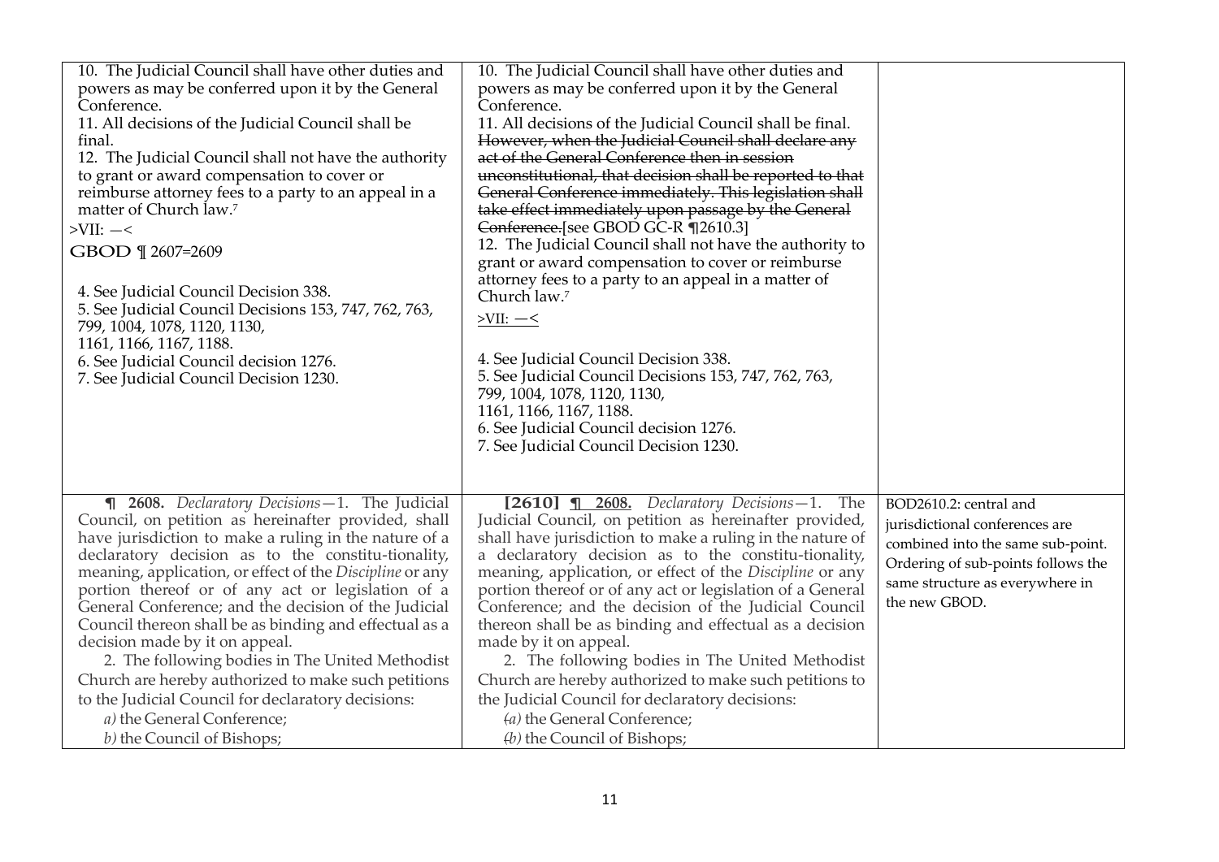| | | |
|---|---|---|
| 10. The Judicial Council shall have other duties and powers as may be conferred upon it by the General Conference.<br>11. All decisions of the Judicial Council shall be final.<br>12. The Judicial Council shall not have the authority to grant or award compensation to cover or reimburse attorney fees to a party to an appeal in a matter of Church law.[7]<br>>VII: —<<br>GBOD ¶ 2607=2609<br><br>4. See Judicial Council Decision 338.<br>5. See Judicial Council Decisions 153, 747, 762, 763, 799, 1004, 1078, 1120, 1130, 1161, 1166, 1167, 1188.<br>6. See Judicial Council decision 1276.<br>7. See Judicial Council Decision 1230. | 10. The Judicial Council shall have other duties and powers as may be conferred upon it by the General Conference.<br>11. All decisions of the Judicial Council shall be final. ~~However, when the Judicial Council shall declare any act of the General Conference then in session unconstitutional, that decision shall be reported to that General Conference immediately. This legislation shall take effect immediately upon passage by the General Conference.~~[see GBOD GC-R ¶2610.3]<br>12. The Judicial Council shall not have the authority to grant or award compensation to cover or reimburse attorney fees to a party to an appeal in a matter of Church law.[7]<br>>VII: —<<br><br>4. See Judicial Council Decision 338.<br>5. See Judicial Council Decisions 153, 747, 762, 763, 799, 1004, 1078, 1120, 1130, 1161, 1166, 1167, 1188.<br>6. See Judicial Council decision 1276.<br>7. See Judicial Council Decision 1230. | |
| ¶ **2608.** *Declaratory Decisions*—1. The Judicial Council, on petition as hereinafter provided, shall have jurisdiction to make a ruling in the nature of a declaratory decision as to the constitu-tionality, meaning, application, or effect of the *Discipline* or any portion thereof or of any act or legislation of a General Conference; and the decision of the Judicial Council thereon shall be as binding and effectual as a decision made by it on appeal.<br>2. The following bodies in The United Methodist Church are hereby authorized to make such petitions to the Judicial Council for declaratory decisions:<br>*a)* the General Conference;<br>*b)* the Council of Bishops; | **[2610]** ~~¶ 2608.~~ *Declaratory Decisions*—1. The Judicial Council, on petition as hereinafter provided, shall have jurisdiction to make a ruling in the nature of a declaratory decision as to the constitu-tionality, meaning, application, or effect of the *Discipline* or any portion thereof or of any act or legislation of a General Conference; and the decision of the Judicial Council thereon shall be as binding and effectual as a decision made by it on appeal.<br>2. The following bodies in The United Methodist Church are hereby authorized to make such petitions to the Judicial Council for declaratory decisions:<br>~~(~~*a)* the General Conference;<br>~~(~~*b)* the Council of Bishops; | BOD2610.2: central and jurisdictional conferences are combined into the same sub-point. Ordering of sub-points follows the same structure as everywhere in the new GBOD. |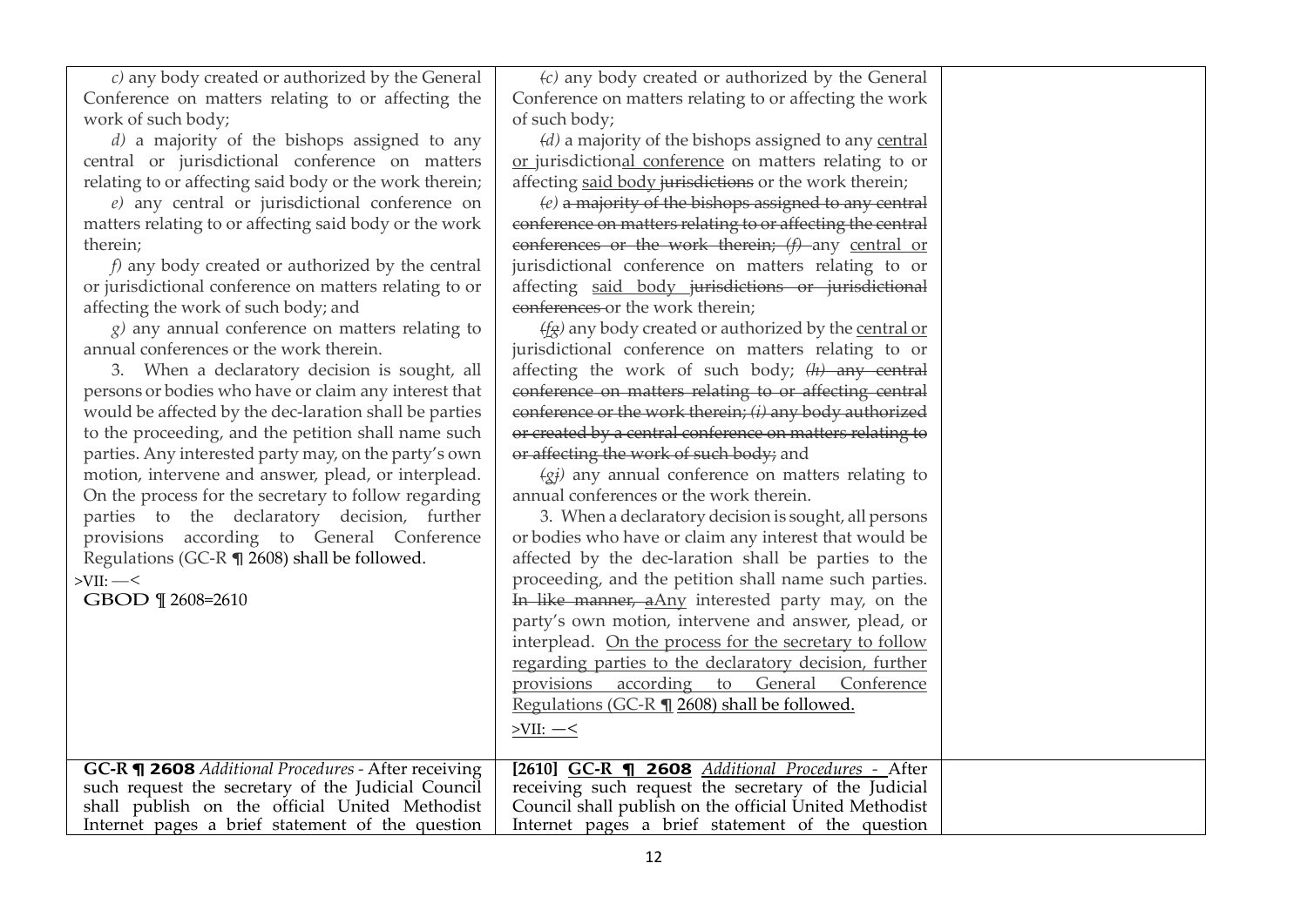| | | |
|---|---|---|
| *c)* any body created or authorized by the General Conference on matters relating to or affecting the work of such body;<br>*d)* a majority of the bishops assigned to any central or jurisdictional conference on matters relating to or affecting said body or the work therein;<br>*e)* any central or jurisdictional conference on matters relating to or affecting said body or the work therein;<br>*f)* any body created or authorized by the central or jurisdictional conference on matters relating to or affecting the work of such body; and<br>*g)* any annual conference on matters relating to annual conferences or the work therein.<br>3. When a declaratory decision is sought, all persons or bodies who have or claim any interest that would be affected by the dec-laration shall be parties to the proceeding, and the petition shall name such parties. Any interested party may, on the party's own motion, intervene and answer, plead, or interplead. On the process for the secretary to follow regarding parties to the declaratory decision, further provisions according to General Conference Regulations (GC-R ¶ 2608) shall be followed.<br>>VII: —<<br>GBOD ¶ 2608=2610 | ~~(~~*c)* any body created or authorized by the General Conference on matters relating to or affecting the work of such body;<br>~~(~~*d)* a majority of the bishops assigned to any central or jurisdictional conference on matters relating to or affecting said body ~~jurisdictions~~ or the work therein;<br>~~(~~*e)* ~~a majority of the bishops assigned to any central conference on matters relating to or affecting the central conferences or the work therein; (f)~~ any central or jurisdictional conference on matters relating to or affecting said body ~~jurisdictions or jurisdictional conferences~~ or the work therein;<br>~~(~~*f~~g~~)* any body created or authorized by the central or jurisdictional conference on matters relating to or affecting the work of such body; ~~(h) any central conference on matters relating to or affecting central conference or the work therein; (i) any body authorized or created by a central conference on matters relating to or affecting the work of such body;~~ and<br>~~(~~*g~~j~~)* any annual conference on matters relating to annual conferences or the work therein.<br>3. When a declaratory decision is sought, all persons or bodies who have or claim any interest that would be affected by the dec-laration shall be parties to the proceeding, and the petition shall name such parties. ~~In like manner, a~~Any interested party may, on the party's own motion, intervene and answer, plead, or interplead. On the process for the secretary to follow regarding parties to the declaratory decision, further provisions according to General Conference Regulations (GC-R ¶ 2608) shall be followed.<br>>VII: —< | |
| **GC-R ¶ 2608** *Additional Procedures* - After receiving such request the secretary of the Judicial Council shall publish on the official United Methodist Internet pages a brief statement of the question | **[2610] GC-R ¶ 2608** *Additional Procedures -* After receiving such request the secretary of the Judicial Council shall publish on the official United Methodist Internet pages a brief statement of the question | |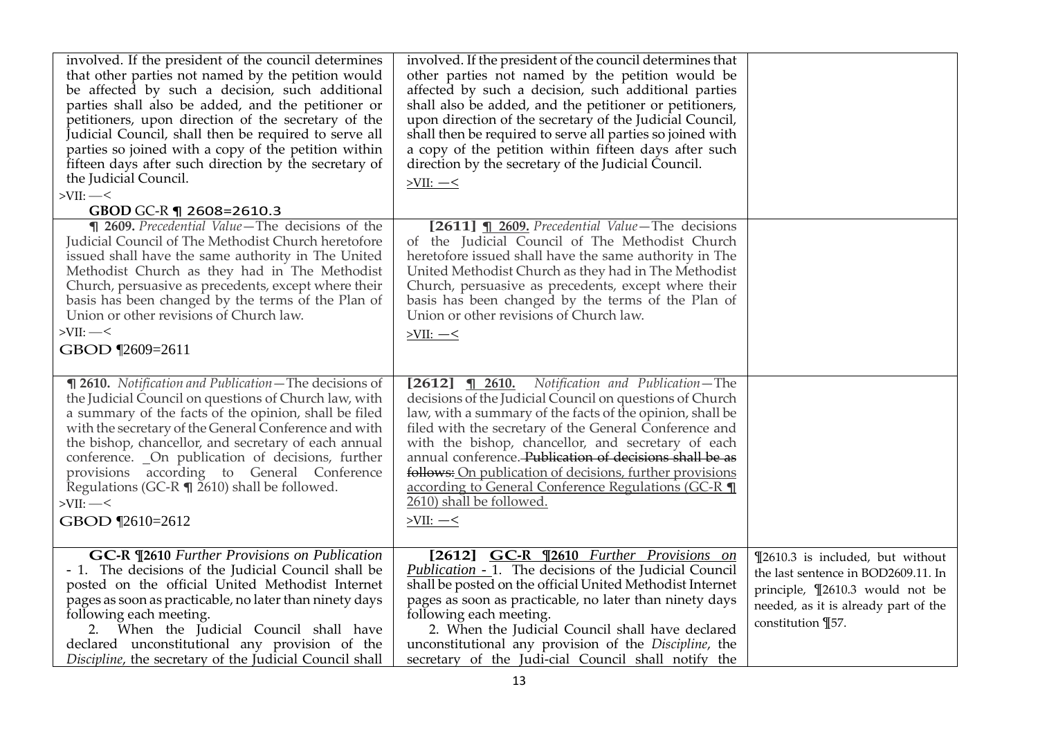| | | |
|---|---|---|
| involved. If the president of the council determines that other parties not named by the petition would be affected by such a decision, such additional parties shall also be added, and the petitioner or petitioners, upon direction of the secretary of the Judicial Council, shall then be required to serve all parties so joined with a copy of the petition within fifteen days after such direction by the secretary of the Judicial Council.<br>>VII: —<<br>**GBOD** GC-R **¶** 2608=2610.3 | involved. If the president of the council determines that other parties not named by the petition would be affected by such a decision, such additional parties shall also be added, and the petitioner or petitioners, upon direction of the secretary of the Judicial Council, shall then be required to serve all parties so joined with a copy of the petition within fifteen days after such direction by the secretary of the Judicial Council.<br><u>>VII: —<</u> | |
| **¶ 2609.** *Precedential Value*—The decisions of the Judicial Council of The Methodist Church heretofore issued shall have the same authority in The United Methodist Church as they had in The Methodist Church, persuasive as precedents, except where their basis has been changed by the terms of the Plan of Union or other revisions of Church law.<br>>VII: —<<br>GBOD ¶2609=2611 | **[2611]** <u>**¶ 2609.**</u> *Precedential Value*—The decisions of the Judicial Council of The Methodist Church heretofore issued shall have the same authority in The United Methodist Church as they had in The Methodist Church, persuasive as precedents, except where their basis has been changed by the terms of the Plan of Union or other revisions of Church law.<br><u>>VII: —<</u> | |
| **¶ 2610.** *Notification and Publication*—The decisions of the Judicial Council on questions of Church law, with a summary of the facts of the opinion, shall be filed with the secretary of the General Conference and with the bishop, chancellor, and secretary of each annual conference. On publication of decisions, further provisions according to General Conference Regulations (GC-R ¶ 2610) shall be followed.<br>>VII: —<<br>GBOD ¶2610=2612 | **[2612]** <u>**¶ 2610.**</u> *Notification and Publication*—The decisions of the Judicial Council on questions of Church law, with a summary of the facts of the opinion, shall be filed with the secretary of the General Conference and with the bishop, chancellor, and secretary of each annual conference. ~~Publication of decisions shall be as follows:~~ <u>On publication of decisions, further provisions according to General Conference Regulations (GC-R ¶ 2610) shall be followed.</u><br><u>>VII: —<</u> | |
| **GC-R ¶2610** *Further Provisions on Publication* - 1. The decisions of the Judicial Council shall be posted on the official United Methodist Internet pages as soon as practicable, no later than ninety days following each meeting.<br>2. When the Judicial Council shall have declared unconstitutional any provision of the *Discipline*, the secretary of the Judicial Council shall | **[2612]** <u>**GC-R ¶2610** *Further Provisions on Publication* -</u> 1. The decisions of the Judicial Council shall be posted on the official United Methodist Internet pages as soon as practicable, no later than ninety days following each meeting.<br>2. When the Judicial Council shall have declared unconstitutional any provision of the *Discipline*, the secretary of the Judi-cial Council shall notify the | ¶2610.3 is included, but without the last sentence in BOD2609.11. In principle, ¶2610.3 would not be needed, as it is already part of the constitution ¶57. |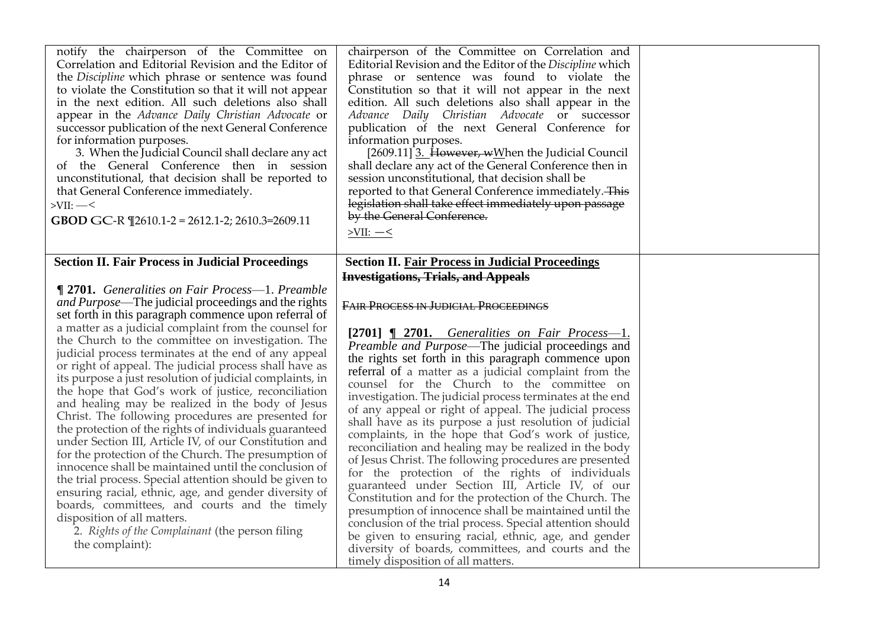| | | |
|---|---|---|
| notify the chairperson of the Committee on Correlation and Editorial Revision and the Editor of the *Discipline* which phrase or sentence was found to violate the Constitution so that it will not appear in the next edition. All such deletions also shall appear in the *Advance Daily Christian Advocate* or successor publication of the next General Conference for information purposes.<br>3. When the Judicial Council shall declare any act of the General Conference then in session unconstitutional, that decision shall be reported to that General Conference immediately.<br>>VII: —<<br>**GBOD GC**-R ¶2610.1-2 = 2612.1-2; 2610.3=2609.11 | chairperson of the Committee on Correlation and Editorial Revision and the Editor of the *Discipline* which phrase or sentence was found to violate the Constitution so that it will not appear in the next edition. All such deletions also shall appear in the *Advance Daily Christian Advocate* or successor publication of the next General Conference for information purposes.<br>[2609.11] 3. ~~However, w~~When the Judicial Council shall declare any act of the General Conference then in session unconstitutional, that decision shall be reported to that General Conference immediately. ~~This legislation shall take effect immediately upon passage by the General Conference.~~<br>>VII: —< | |
| **Section II. Fair Process in Judicial Proceedings**<br>**¶ 2701.** *Generalities on Fair Process*—1. *Preamble and Purpose*—The judicial proceedings and the rights set forth in this paragraph commence upon referral of a matter as a judicial complaint from the counsel for the Church to the committee on investigation. The judicial process terminates at the end of any appeal or right of appeal. The judicial process shall have as its purpose a just resolution of judicial complaints, in the hope that God's work of justice, reconciliation and healing may be realized in the body of Jesus Christ. The following procedures are presented for the protection of the rights of individuals guaranteed under Section III, Article IV, of our Constitution and for the protection of the Church. The presumption of innocence shall be maintained until the conclusion of the trial process. Special attention should be given to ensuring racial, ethnic, age, and gender diversity of boards, committees, and courts and the timely disposition of all matters.<br>2. *Rights of the Complainant* (the person filing the complaint): | **Section II. Fair Process in Judicial Proceedings ~~Investigations, Trials, and Appeals~~**<br>~~FAIR PROCESS IN JUDICIAL PROCEEDINGS~~<br>**[2701] ¶ 2701.** *Generalities on Fair Process*—1. *Preamble and Purpose*—The judicial proceedings and the rights set forth in this paragraph commence upon referral of a matter as a judicial complaint from the counsel for the Church to the committee on investigation. The judicial process terminates at the end of any appeal or right of appeal. The judicial process shall have as its purpose a just resolution of judicial complaints, in the hope that God's work of justice, reconciliation and healing may be realized in the body of Jesus Christ. The following procedures are presented for the protection of the rights of individuals guaranteed under Section III, Article IV, of our Constitution and for the protection of the Church. The presumption of innocence shall be maintained until the conclusion of the trial process. Special attention should be given to ensuring racial, ethnic, age, and gender diversity of boards, committees, and courts and the timely disposition of all matters. | |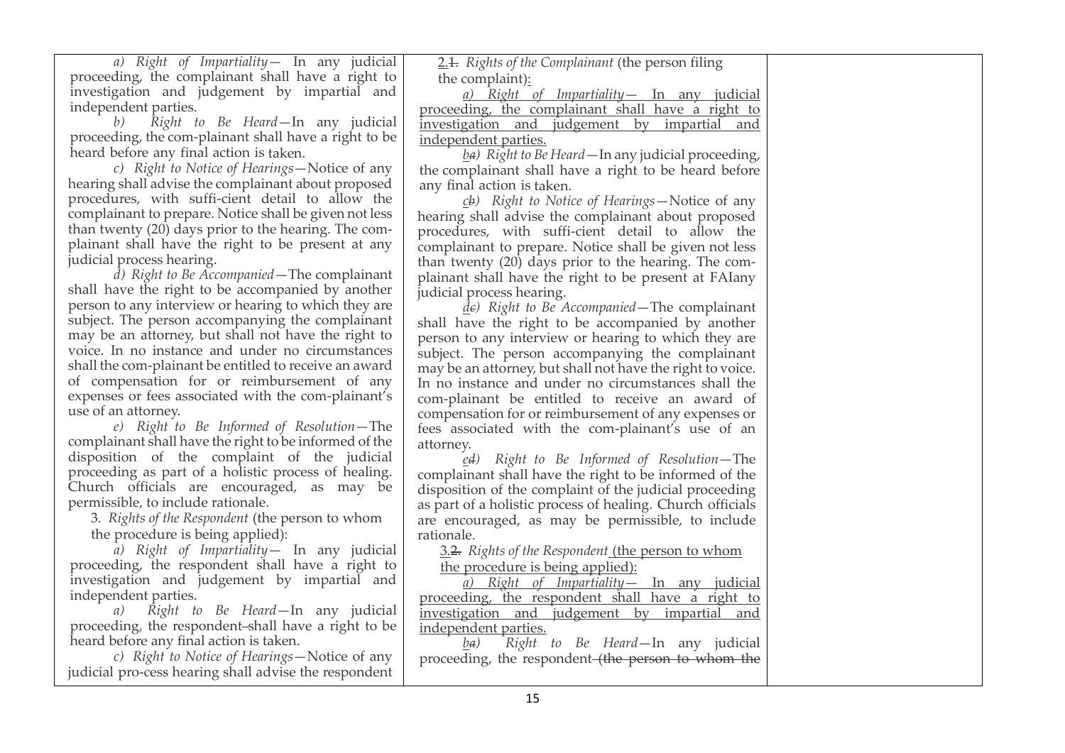| | | |
|---|---|---|
| *a) Right of Impartiality*— In any judicial proceeding, the complainant shall have a right to investigation and judgement by impartial and independent parties.<br>*b) Right to Be Heard*—In any judicial proceeding, the com-plainant shall have a right to be heard before any final action is taken.<br>*c) Right to Notice of Hearings*—Notice of any hearing shall advise the complainant about proposed procedures, with suffi-cient detail to allow the complainant to prepare. Notice shall be given not less than twenty (20) days prior to the hearing. The com-plainant shall have the right to be present at any judicial process hearing.<br>*d) Right to Be Accompanied*—The complainant shall have the right to be accompanied by another person to any interview or hearing to which they are subject. The person accompanying the complainant may be an attorney, but shall not have the right to voice. In no instance and under no circumstances shall the com-plainant be entitled to receive an award of compensation for or reimbursement of any expenses or fees associated with the com-plainant's use of an attorney.<br>*e) Right to Be Informed of Resolution*—The complainant shall have the right to be informed of the disposition of the complaint of the judicial proceeding as part of a holistic process of healing. Church officials are encouraged, as may be permissible, to include rationale.<br>3. *Rights of the Respondent* (the person to whom the procedure is being applied):<br>*a) Right of Impartiality*— In any judicial proceeding, the respondent shall have a right to investigation and judgement by impartial and independent parties.<br>*a) Right to Be Heard*—In any judicial proceeding, the respondent shall have a right to be heard before any final action is taken.<br>*c) Right to Notice of Hearings*—Notice of any judicial pro-cess hearing shall advise the respondent | 2.~~1.~~ *Rights of the Complainant* (the person filing the complaint):<br>*a) Right of Impartiality*— In any judicial proceeding, the complainant shall have a right to investigation and judgement by impartial and independent parties.<br>*b~~a~~) Right to Be Heard*—In any judicial proceeding, the complainant shall have a right to be heard before any final action is taken.<br>*c~~b~~) Right to Notice of Hearings*—Notice of any hearing shall advise the complainant about proposed procedures, with suffi-cient detail to allow the complainant to prepare. Notice shall be given not less than twenty (20) days prior to the hearing. The com-plainant shall have the right to be present at FAIany judicial process hearing.<br>*d~~c~~) Right to Be Accompanied*—The complainant shall have the right to be accompanied by another person to any interview or hearing to which they are subject. The person accompanying the complainant may be an attorney, but shall not have the right to voice. In no instance and under no circumstances shall the com-plainant be entitled to receive an award of compensation for or reimbursement of any expenses or fees associated with the com-plainant's use of an attorney.<br>*e~~d~~) Right to Be Informed of Resolution*—The complainant shall have the right to be informed of the disposition of the complaint of the judicial proceeding as part of a holistic process of healing. Church officials are encouraged, as may be permissible, to include rationale.<br>3.~~2.~~ *Rights of the Respondent* (the person to whom the procedure is being applied):<br>*a) Right of Impartiality*— In any judicial proceeding, the respondent shall have a right to investigation and judgement by impartial and independent parties.<br>*b~~a~~) Right to Be Heard*—In any judicial proceeding, the respondent ~~(the person to whom the~~ | |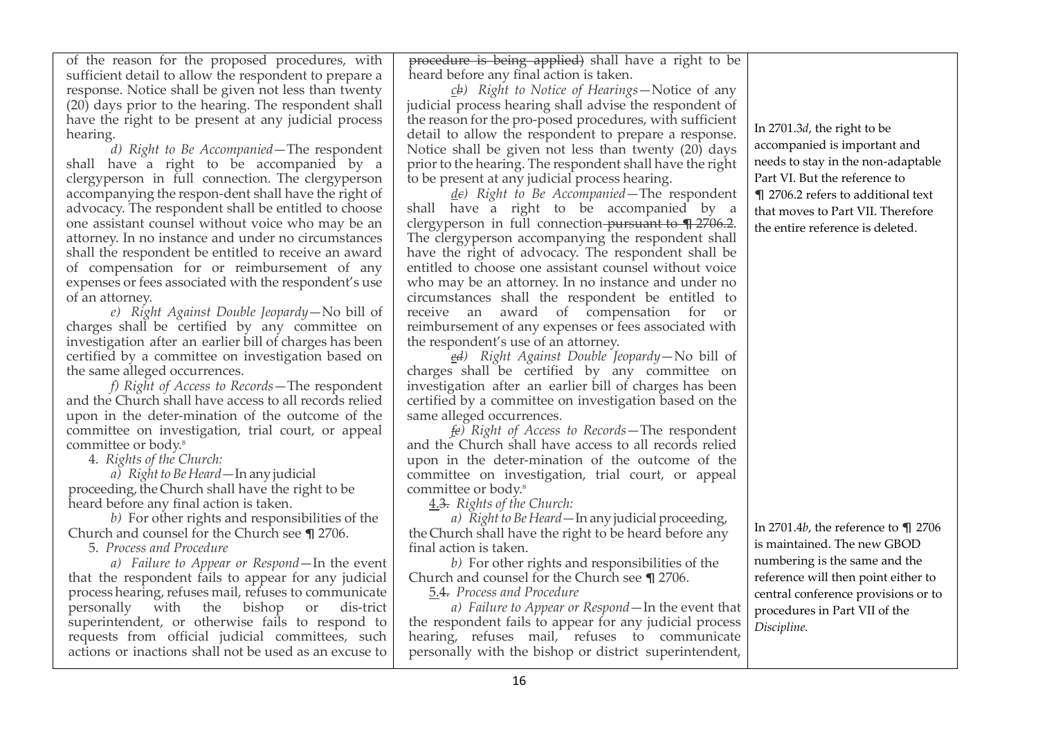| | | |
|---|---|---|
| of the reason for the proposed procedures, with sufficient detail to allow the respondent to prepare a response. Notice shall be given not less than twenty (20) days prior to the hearing. The respondent shall have the right to be present at any judicial process hearing.<br><br>*d) Right to Be Accompanied*—The respondent shall have a right to be accompanied by a clergyperson in full connection. The clergyperson accompanying the respon-dent shall have the right of advocacy. The respondent shall be entitled to choose one assistant counsel without voice who may be an attorney. In no instance and under no circumstances shall the respondent be entitled to receive an award of compensation for or reimbursement of any expenses or fees associated with the respondent's use of an attorney.<br><br>*e) Right Against Double Jeopardy*—No bill of charges shall be certified by any committee on investigation after an earlier bill of charges has been certified by a committee on investigation based on the same alleged occurrences.<br><br>*f) Right of Access to Records*—The respondent and the Church shall have access to all records relied upon in the deter-mination of the outcome of the committee on investigation, trial court, or appeal committee or body.[8]<br><br>4. *Rights of the Church:*<br><br>*a) Right to Be Heard*—In any judicial proceeding, the Church shall have the right to be heard before any final action is taken.<br><br>*b)* For other rights and responsibilities of the Church and counsel for the Church see ¶ 2706.<br><br>5. *Process and Procedure*<br><br>*a) Failure to Appear or Respond*—In the event that the respondent fails to appear for any judicial process hearing, refuses mail, refuses to communicate personally with the bishop or dis-trict superintendent, or otherwise fails to respond to requests from official judicial committees, such actions or inactions shall not be used as an excuse to | ~~procedure is being applied)~~ shall have a right to be heard before any final action is taken.<br><br>*cb) Right to Notice of Hearings*—Notice of any judicial process hearing shall advise the respondent of the reason for the pro-posed procedures, with sufficient detail to allow the respondent to prepare a response. Notice shall be given not less than twenty (20) days prior to the hearing. The respondent shall have the right to be present at any judicial process hearing.<br><br>*dc) Right to Be Accompanied*—The respondent shall have a right to be accompanied by a clergyperson in full connection ~~pursuant to ¶ 2706.2~~. The clergyperson accompanying the respondent shall have the right of advocacy. The respondent shall be entitled to choose one assistant counsel without voice who may be an attorney. In no instance and under no circumstances shall the respondent be entitled to receive an award of compensation for or reimbursement of any expenses or fees associated with the respondent's use of an attorney.<br><br>*ed) Right Against Double Jeopardy*—No bill of charges shall be certified by any committee on investigation after an earlier bill of charges has been certified by a committee on investigation based on the same alleged occurrences.<br><br>*fe) Right of Access to Records*—The respondent and the Church shall have access to all records relied upon in the deter-mination of the outcome of the committee on investigation, trial court, or appeal committee or body.[8]<br><br>4.~~3.~~ *Rights of the Church:*<br><br>*a) Right to Be Heard*—In any judicial proceeding, the Church shall have the right to be heard before any final action is taken.<br><br>*b)* For other rights and responsibilities of the Church and counsel for the Church see ¶ 2706.<br><br>5.~~4.~~ *Process and Procedure*<br><br>*a) Failure to Appear or Respond*—In the event that the respondent fails to appear for any judicial process hearing, refuses mail, refuses to communicate personally with the bishop or district superintendent, | In 2701.3*d*, the right to be accompanied is important and needs to stay in the non-adaptable Part VI. But the reference to ¶ 2706.2 refers to additional text that moves to Part VII. Therefore the entire reference is deleted.<br><br>In 2701.4*b*, the reference to ¶ 2706 is maintained. The new GBOD numbering is the same and the reference will then point either to central conference provisions or to procedures in Part VII of the *Discipline.* |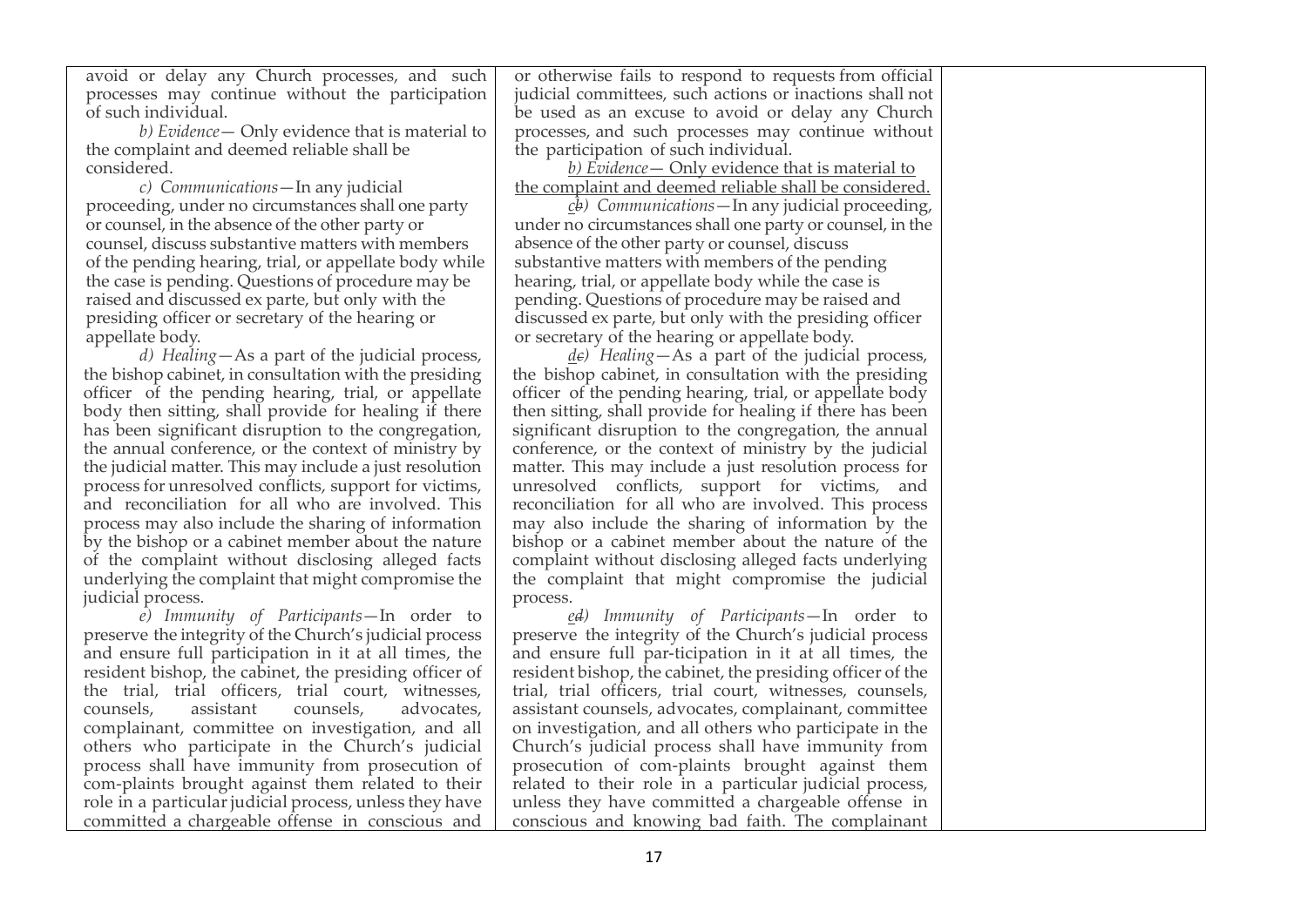| | | |
|---|---|---|
| avoid or delay any Church processes, and such processes may continue without the participation of such individual. | or otherwise fails to respond to requests from official judicial committees, such actions or inactions shall not be used as an excuse to avoid or delay any Church processes, and such processes may continue without the participation of such individual. | |
| *b) Evidence*— Only evidence that is material to the complaint and deemed reliable shall be considered. | <u>*b) Evidence*— Only evidence that is material to the complaint and deemed reliable shall be considered.</u> | |
| *c) Communications*—In any judicial proceeding, under no circumstances shall one party or counsel, in the absence of the other party or counsel, discuss substantive matters with members of the pending hearing, trial, or appellate body while the case is pending. Questions of procedure may be raised and discussed ex parte, but only with the presiding officer or secretary of the hearing or appellate body. | *<u>c</u>~~b~~) Communications*—In any judicial proceeding, under no circumstances shall one party or counsel, in the absence of the other party or counsel, discuss substantive matters with members of the pending hearing, trial, or appellate body while the case is pending. Questions of procedure may be raised and discussed ex parte, but only with the presiding officer or secretary of the hearing or appellate body. | |
| *d) Healing*—As a part of the judicial process, the bishop cabinet, in consultation with the presiding officer of the pending hearing, trial, or appellate body then sitting, shall provide for healing if there has been significant disruption to the congregation, the annual conference, or the context of ministry by the judicial matter. This may include a just resolution process for unresolved conflicts, support for victims, and reconciliation for all who are involved. This process may also include the sharing of information by the bishop or a cabinet member about the nature of the complaint without disclosing alleged facts underlying the complaint that might compromise the judicial process. | *<u>d</u>~~c~~) Healing*—As a part of the judicial process, the bishop cabinet, in consultation with the presiding officer of the pending hearing, trial, or appellate body then sitting, shall provide for healing if there has been significant disruption to the congregation, the annual conference, or the context of ministry by the judicial matter. This may include a just resolution process for unresolved conflicts, support for victims, and reconciliation for all who are involved. This process may also include the sharing of information by the bishop or a cabinet member about the nature of the complaint without disclosing alleged facts underlying the complaint that might compromise the judicial process. | |
| *e) Immunity of Participants*—In order to preserve the integrity of the Church's judicial process and ensure full participation in it at all times, the resident bishop, the cabinet, the presiding officer of the trial, trial officers, trial court, witnesses, counsels, assistant counsels, advocates, complainant, committee on investigation, and all others who participate in the Church's judicial process shall have immunity from prosecution of com-plaints brought against them related to their role in a particular judicial process, unless they have committed a chargeable offense in conscious and | *<u>e</u>~~d~~) Immunity of Participants*—In order to preserve the integrity of the Church's judicial process and ensure full par-ticipation in it at all times, the resident bishop, the cabinet, the presiding officer of the trial, trial officers, trial court, witnesses, counsels, assistant counsels, advocates, complainant, committee on investigation, and all others who participate in the Church's judicial process shall have immunity from prosecution of com-plaints brought against them related to their role in a particular judicial process, unless they have committed a chargeable offense in conscious and knowing bad faith. The complainant | |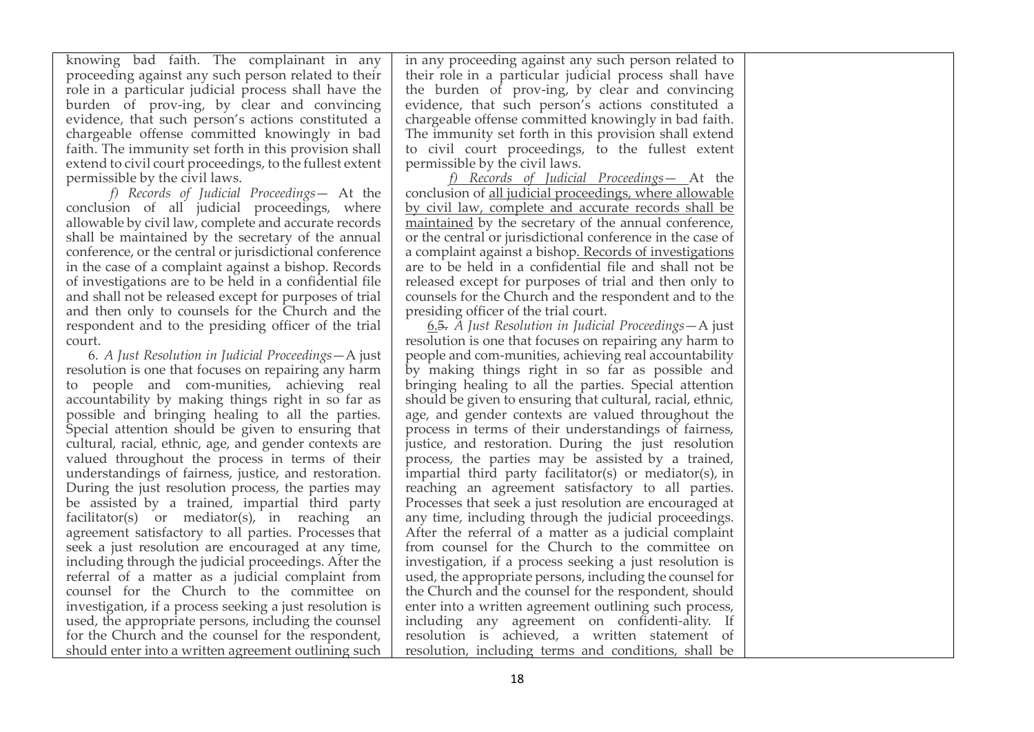| | | |
|---|---|---|
| knowing bad faith. The complainant in any proceeding against any such person related to their role in a particular judicial process shall have the burden of prov-ing, by clear and convincing evidence, that such person's actions constituted a chargeable offense committed knowingly in bad faith. The immunity set forth in this provision shall extend to civil court proceedings, to the fullest extent permissible by the civil laws.<br>*f) Records of Judicial Proceedings*— At the conclusion of all judicial proceedings, where allowable by civil law, complete and accurate records shall be maintained by the secretary of the annual conference, or the central or jurisdictional conference in the case of a complaint against a bishop. Records of investigations are to be held in a confidential file and shall not be released except for purposes of trial and then only to counsels for the Church and the respondent and to the presiding officer of the trial court.<br>6. *A Just Resolution in Judicial Proceedings*—A just resolution is one that focuses on repairing any harm to people and com-munities, achieving real accountability by making things right in so far as possible and bringing healing to all the parties. Special attention should be given to ensuring that cultural, racial, ethnic, age, and gender contexts are valued throughout the process in terms of their understandings of fairness, justice, and restoration. During the just resolution process, the parties may be assisted by a trained, impartial third party facilitator(s) or mediator(s), in reaching an agreement satisfactory to all parties. Processes that seek a just resolution are encouraged at any time, including through the judicial proceedings. After the referral of a matter as a judicial complaint from counsel for the Church to the committee on investigation, if a process seeking a just resolution is used, the appropriate persons, including the counsel for the Church and the counsel for the respondent, should enter into a written agreement outlining such | in any proceeding against any such person related to their role in a particular judicial process shall have the burden of prov-ing, by clear and convincing evidence, that such person's actions constituted a chargeable offense committed knowingly in bad faith. The immunity set forth in this provision shall extend to civil court proceedings, to the fullest extent permissible by the civil laws.<br>*f) Records of Judicial Proceedings*— At the conclusion of all judicial proceedings, where allowable by civil law, complete and accurate records shall be maintained by the secretary of the annual conference, or the central or jurisdictional conference in the case of a complaint against a bishop. Records of investigations are to be held in a confidential file and shall not be released except for purposes of trial and then only to counsels for the Church and the respondent and to the presiding officer of the trial court.<br>6.~~5.~~ *A Just Resolution in Judicial Proceedings*—A just resolution is one that focuses on repairing any harm to people and com-munities, achieving real accountability by making things right in so far as possible and bringing healing to all the parties. Special attention should be given to ensuring that cultural, racial, ethnic, age, and gender contexts are valued throughout the process in terms of their understandings of fairness, justice, and restoration. During the just resolution process, the parties may be assisted by a trained, impartial third party facilitator(s) or mediator(s), in reaching an agreement satisfactory to all parties. Processes that seek a just resolution are encouraged at any time, including through the judicial proceedings. After the referral of a matter as a judicial complaint from counsel for the Church to the committee on investigation, if a process seeking a just resolution is used, the appropriate persons, including the counsel for the Church and the counsel for the respondent, should enter into a written agreement outlining such process, including any agreement on confidenti-ality. If resolution is achieved, a written statement of resolution, including terms and conditions, shall be | |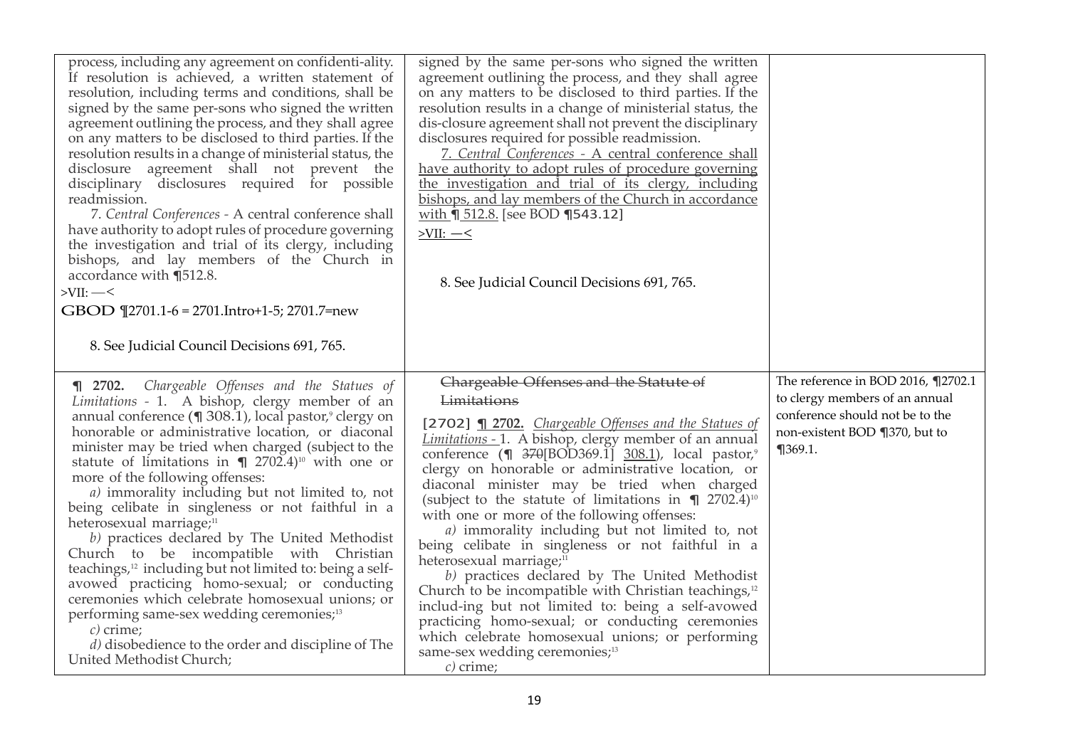| | | |
|---|---|---|
| process, including any agreement on confidenti-ality. If resolution is achieved, a written statement of resolution, including terms and conditions, shall be signed by the same per-sons who signed the written agreement outlining the process, and they shall agree on any matters to be disclosed to third parties. If the resolution results in a change of ministerial status, the disclosure agreement shall not prevent the disciplinary disclosures required for possible readmission.<br>7. *Central Conferences* - A central conference shall have authority to adopt rules of procedure governing the investigation and trial of its clergy, including bishops, and lay members of the Church in accordance with ¶512.8.<br>>VII: —<<br>GBOD ¶2701.1-6 = 2701.Intro+1-5; 2701.7=new<br><br>8. See Judicial Council Decisions 691, 765. | signed by the same per-sons who signed the written agreement outlining the process, and they shall agree on any matters to be disclosed to third parties. If the resolution results in a change of ministerial status, the dis-closure agreement shall not prevent the disciplinary disclosures required for possible readmission.<br><u>7. *Central Conferences* - A central conference shall have authority to adopt rules of procedure governing the investigation and trial of its clergy, including bishops, and lay members of the Church in accordance with ¶ 512.8.</u> [see BOD ¶543.12]<br><u>>VII: —<</u><br><br>8. See Judicial Council Decisions 691, 765. | |
| **¶ 2702.** *Chargeable Offenses and the Statues of Limitations* - 1. A bishop, clergy member of an annual conference (¶ 308.1), local pastor,[9] clergy on honorable or administrative location, or diaconal minister may be tried when charged (subject to the statute of limitations in ¶ 2702.4)[10] with one or more of the following offenses:<br>*a)* immorality including but not limited to, not being celibate in singleness or not faithful in a heterosexual marriage;[11]<br>*b)* practices declared by The United Methodist Church to be incompatible with Christian teachings,[12] including but not limited to: being a self-avowed practicing homo-sexual; or conducting ceremonies which celebrate homosexual unions; or performing same-sex wedding ceremonies;[13]<br>*c)* crime;<br>*d)* disobedience to the order and discipline of The United Methodist Church; | ~~Chargeable Offenses and the Statute of Limitations~~<br>[2702] <u>**¶ 2702.** *Chargeable Offenses and the Statues of Limitations* -</u> 1. A bishop, clergy member of an annual conference (¶ ~~370~~[BOD369.1] <u>308.1</u>), local pastor,[9] clergy on honorable or administrative location, or diaconal minister may be tried when charged (subject to the statute of limitations in ¶ 2702.4)[10] with one or more of the following offenses:<br>*a)* immorality including but not limited to, not being celibate in singleness or not faithful in a heterosexual marriage;[11]<br>*b)* practices declared by The United Methodist Church to be incompatible with Christian teachings,[12] includ-ing but not limited to: being a self-avowed practicing homo-sexual; or conducting ceremonies which celebrate homosexual unions; or performing same-sex wedding ceremonies;[13]<br>*c)* crime; | The reference in BOD 2016, ¶2702.1 to clergy members of an annual conference should not be to the non-existent BOD ¶370, but to ¶369.1. |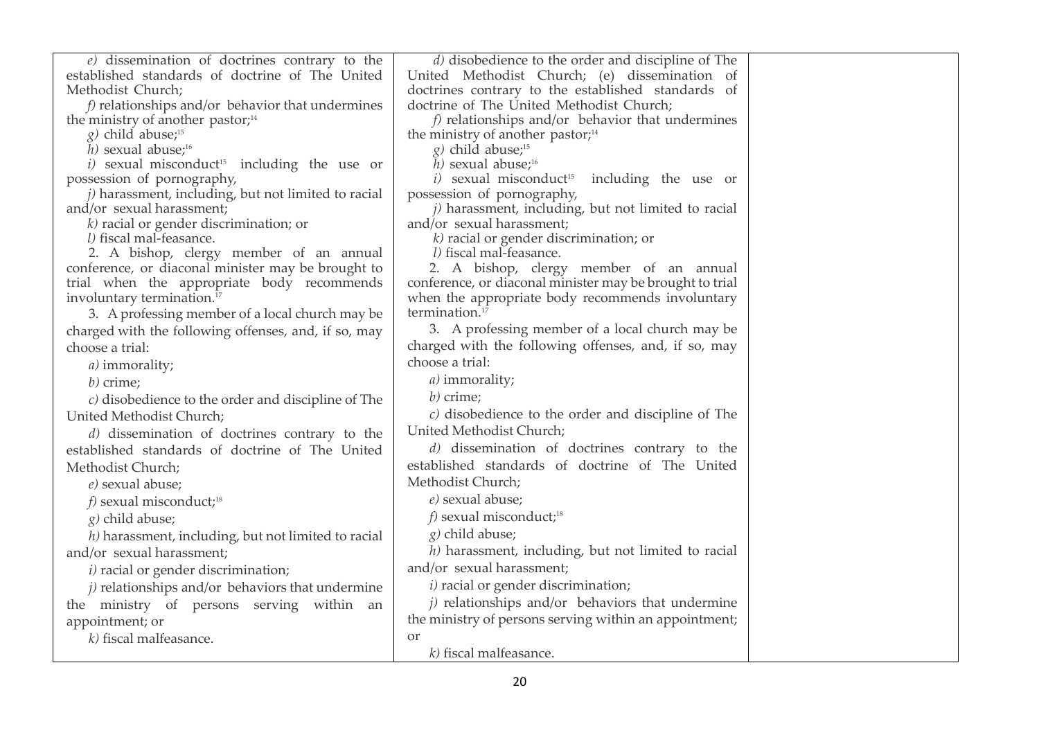| | | |
|---|---|---|
| *e)* dissemination of doctrines contrary to the established standards of doctrine of The United Methodist Church;<br>*f)* relationships and/or behavior that undermines the ministry of another pastor;[14]<br>*g)* child abuse;[15]<br>*h)* sexual abuse;[16]<br>*i)* sexual misconduct[15] including the use or possession of pornography,<br>*j)* harassment, including, but not limited to racial and/or sexual harassment;<br>*k)* racial or gender discrimination; or<br>*l)* fiscal mal-feasance.<br>2. A bishop, clergy member of an annual conference, or diaconal minister may be brought to trial when the appropriate body recommends involuntary termination.[17]<br>3. A professing member of a local church may be charged with the following offenses, and, if so, may choose a trial:<br>*a)* immorality;<br>*b)* crime;<br>*c)* disobedience to the order and discipline of The United Methodist Church;<br>*d)* dissemination of doctrines contrary to the established standards of doctrine of The United Methodist Church;<br>*e)* sexual abuse;<br>*f)* sexual misconduct;[18]<br>*g)* child abuse;<br>*h)* harassment, including, but not limited to racial and/or sexual harassment;<br>*i)* racial or gender discrimination;<br>*j)* relationships and/or behaviors that undermine the ministry of persons serving within an appointment; or<br>*k)* fiscal malfeasance. | *d)* disobedience to the order and discipline of The United Methodist Church; (e) dissemination of doctrines contrary to the established standards of doctrine of The United Methodist Church;<br>*f)* relationships and/or behavior that undermines the ministry of another pastor;[14]<br>*g)* child abuse;[15]<br>*h)* sexual abuse;[16]<br>*i)* sexual misconduct[15] including the use or possession of pornography,<br>*j)* harassment, including, but not limited to racial and/or sexual harassment;<br>*k)* racial or gender discrimination; or<br>*l)* fiscal mal-feasance.<br>2. A bishop, clergy member of an annual conference, or diaconal minister may be brought to trial when the appropriate body recommends involuntary termination.[17]<br>3. A professing member of a local church may be charged with the following offenses, and, if so, may choose a trial:<br>*a)* immorality;<br>*b)* crime;<br>*c)* disobedience to the order and discipline of The United Methodist Church;<br>*d)* dissemination of doctrines contrary to the established standards of doctrine of The United Methodist Church;<br>*e)* sexual abuse;<br>*f)* sexual misconduct;[18]<br>*g)* child abuse;<br>*h)* harassment, including, but not limited to racial and/or sexual harassment;<br>*i)* racial or gender discrimination;<br>*j)* relationships and/or behaviors that undermine the ministry of persons serving within an appointment; or<br>*k)* fiscal malfeasance. | |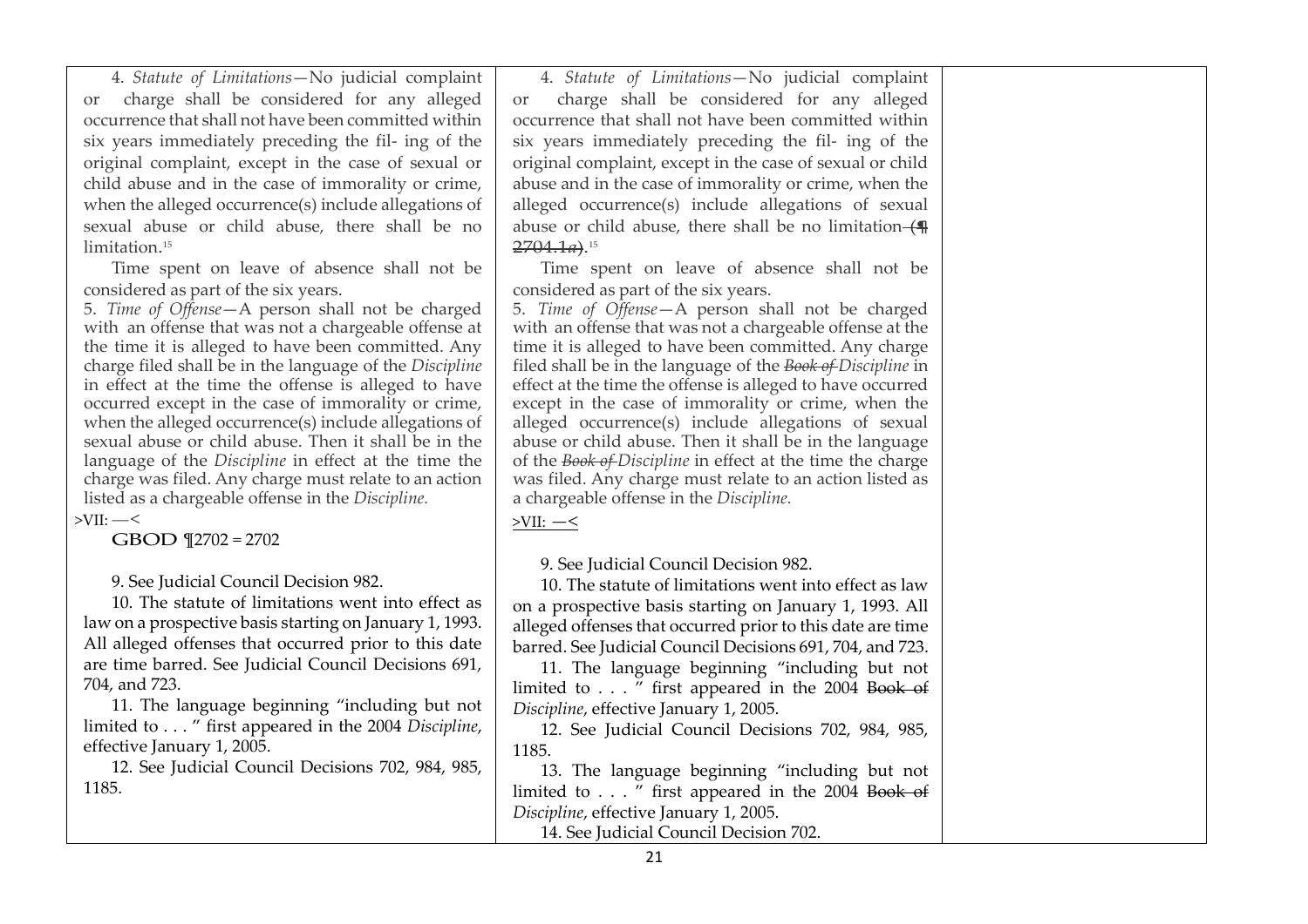| | | |
|---|---|---|
| 4. *Statute of Limitations*—No judicial complaint or charge shall be considered for any alleged occurrence that shall not have been committed within six years immediately preceding the fil- ing of the original complaint, except in the case of sexual or child abuse and in the case of immorality or crime, when the alleged occurrence(s) include allegations of sexual abuse or child abuse, there shall be no limitation.[15]<br><br>Time spent on leave of absence shall not be considered as part of the six years.<br>5. *Time of Offense*—A person shall not be charged with an offense that was not a chargeable offense at the time it is alleged to have been committed. Any charge filed shall be in the language of the *Discipline* in effect at the time the offense is alleged to have occurred except in the case of immorality or crime, when the alleged occurrence(s) include allegations of sexual abuse or child abuse. Then it shall be in the language of the *Discipline* in effect at the time the charge was filed. Any charge must relate to an action listed as a chargeable offense in the *Discipline.*<br>>VII: —<<br>**GBOD** ¶2702 = 2702<br><br>9. See Judicial Council Decision 982.<br>10. The statute of limitations went into effect as law on a prospective basis starting on January 1, 1993. All alleged offenses that occurred prior to this date are time barred. See Judicial Council Decisions 691, 704, and 723.<br>11. The language beginning "including but not limited to . . . " first appeared in the 2004 *Discipline*, effective January 1, 2005.<br>12. See Judicial Council Decisions 702, 984, 985, 1185. | 4. *Statute of Limitations*—No judicial complaint or charge shall be considered for any alleged occurrence that shall not have been committed within six years immediately preceding the fil- ing of the original complaint, except in the case of sexual or child abuse and in the case of immorality or crime, when the alleged occurrence(s) include allegations of sexual abuse or child abuse, there shall be no limitation ~~(¶ 2704.1*a*)~~.[15]<br><br>Time spent on leave of absence shall not be considered as part of the six years.<br>5. *Time of Offense*—A person shall not be charged with an offense that was not a chargeable offense at the time it is alleged to have been committed. Any charge filed shall be in the language of the ~~*Book of*~~ *Discipline* in effect at the time the offense is alleged to have occurred except in the case of immorality or crime, when the alleged occurrence(s) include allegations of sexual abuse or child abuse. Then it shall be in the language of the ~~*Book of*~~ *Discipline* in effect at the time the charge was filed. Any charge must relate to an action listed as a chargeable offense in the *Discipline.*<br>>VII: —<<br><br>9. See Judicial Council Decision 982.<br>10. The statute of limitations went into effect as law on a prospective basis starting on January 1, 1993. All alleged offenses that occurred prior to this date are time barred. See Judicial Council Decisions 691, 704, and 723.<br>11. The language beginning "including but not limited to . . . " first appeared in the 2004 ~~Book of~~ *Discipline*, effective January 1, 2005.<br>12. See Judicial Council Decisions 702, 984, 985, 1185.<br>13. The language beginning "including but not limited to . . . " first appeared in the 2004 ~~Book of~~ *Discipline*, effective January 1, 2005.<br>14. See Judicial Council Decision 702. | |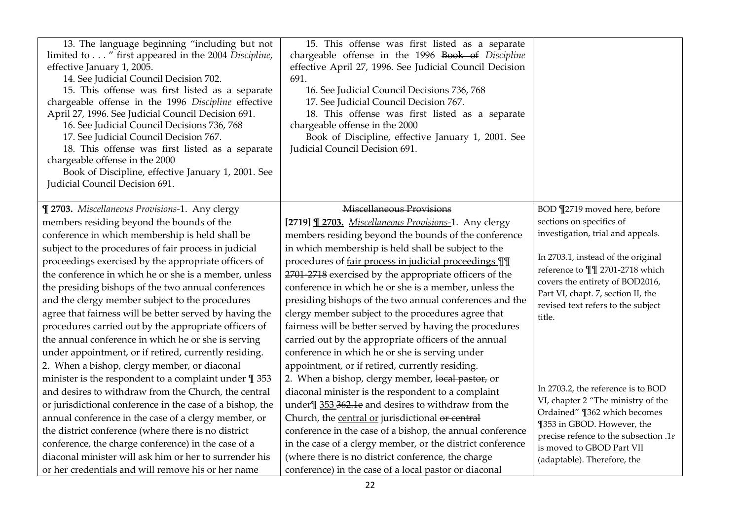| | | |
|---|---|---|
| 13. The language beginning "including but not limited to . . . " first appeared in the 2004 *Discipline*, effective January 1, 2005.<br>14. See Judicial Council Decision 702.<br>15. This offense was first listed as a separate chargeable offense in the 1996 *Discipline* effective April 27, 1996. See Judicial Council Decision 691.<br>16. See Judicial Council Decisions 736, 768<br>17. See Judicial Council Decision 767.<br>18. This offense was first listed as a separate chargeable offense in the 2000<br>Book of Discipline, effective January 1, 2001. See Judicial Council Decision 691. | 15. This offense was first listed as a separate chargeable offense in the 1996 ~~Book of~~ *Discipline* effective April 27, 1996. See Judicial Council Decision 691.<br>16. See Judicial Council Decisions 736, 768<br>17. See Judicial Council Decision 767.<br>18. This offense was first listed as a separate chargeable offense in the 2000<br>Book of Discipline, effective January 1, 2001. See Judicial Council Decision 691. | |
| **¶ 2703.** *Miscellaneous Provisions-*1. Any clergy members residing beyond the bounds of the conference in which membership is held shall be subject to the procedures of fair process in judicial proceedings exercised by the appropriate officers of the conference in which he or she is a member, unless the presiding bishops of the two annual conferences and the clergy member subject to the procedures agree that fairness will be better served by having the procedures carried out by the appropriate officers of the annual conference in which he or she is serving under appointment, or if retired, currently residing.<br>2. When a bishop, clergy member, or diaconal minister is the respondent to a complaint under ¶ 353 and desires to withdraw from the Church, the central or jurisdictional conference in the case of a bishop, the annual conference in the case of a clergy member, or the district conference (where there is no district conference, the charge conference) in the case of a diaconal minister will ask him or her to surrender his or her credentials and will remove his or her name | ~~Miscellaneous Provisions~~<br>**[2719] ¶ 2703.** *Miscellaneous Provisions-*1. Any clergy members residing beyond the bounds of the conference in which membership is held shall be subject to the procedures of fair process in judicial proceedings ~~¶¶ 2701-2718~~ exercised by the appropriate officers of the conference in which he or she is a member, unless the presiding bishops of the two annual conferences and the clergy member subject to the procedures agree that fairness will be better served by having the procedures carried out by the appropriate officers of the annual conference in which he or she is serving under appointment, or if retired, currently residing.<br>2. When a bishop, clergy member, ~~local pastor,~~ or diaconal minister is the respondent to a complaint under¶ 353 ~~362.1e~~ and desires to withdraw from the Church, the central or jurisdictional ~~or central~~ conference in the case of a bishop, the annual conference in the case of a clergy member, or the district conference (where there is no district conference, the charge conference) in the case of a ~~local pastor or~~ diaconal | BOD ¶2719 moved here, before sections on specifics of investigation, trial and appeals.<br><br>In 2703.1, instead of the original reference to ¶¶ 2701-2718 which covers the entirety of BOD2016, Part VI, chapt. 7, section II, the revised text refers to the subject title.<br><br>In 2703.2, the reference is to BOD VI, chapter 2 "The ministry of the Ordained" ¶362 which becomes ¶353 in GBOD. However, the precise refence to the subsection .1*e* is moved to GBOD Part VII (adaptable). Therefore, the |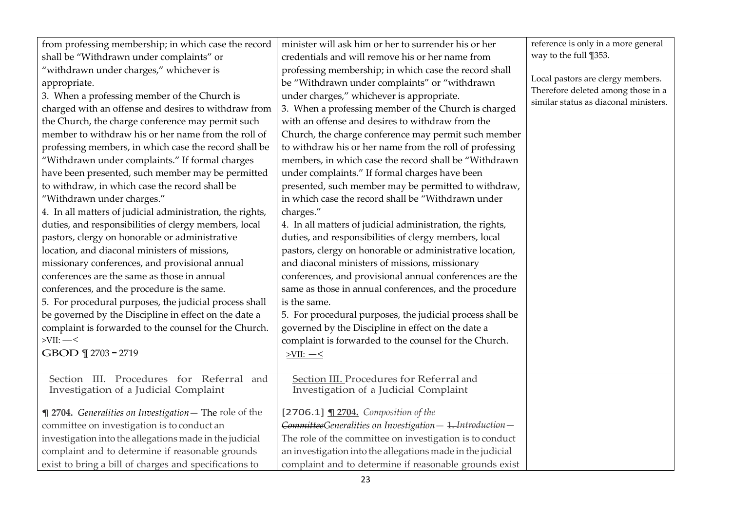| | | |
|---|---|---|
| from professing membership; in which case the record shall be "Withdrawn under complaints" or "withdrawn under charges," whichever is appropriate.<br>3. When a professing member of the Church is charged with an offense and desires to withdraw from the Church, the charge conference may permit such member to withdraw his or her name from the roll of professing members, in which case the record shall be "Withdrawn under complaints." If formal charges have been presented, such member may be permitted to withdraw, in which case the record shall be "Withdrawn under charges."<br>4. In all matters of judicial administration, the rights, duties, and responsibilities of clergy members, local pastors, clergy on honorable or administrative location, and diaconal ministers of missions, missionary conferences, and provisional annual conferences are the same as those in annual conferences, and the procedure is the same.<br>5. For procedural purposes, the judicial process shall be governed by the Discipline in effect on the date a complaint is forwarded to the counsel for the Church.<br>>VII: —<<br>GBOD ¶ 2703 = 2719 | minister will ask him or her to surrender his or her credentials and will remove his or her name from professing membership; in which case the record shall be "Withdrawn under complaints" or "withdrawn under charges," whichever is appropriate.<br>3. When a professing member of the Church is charged with an offense and desires to withdraw from the Church, the charge conference may permit such member to withdraw his or her name from the roll of professing members, in which case the record shall be "Withdrawn under complaints." If formal charges have been presented, such member may be permitted to withdraw, in which case the record shall be "Withdrawn under charges."<br>4. In all matters of judicial administration, the rights, duties, and responsibilities of clergy members, local pastors, clergy on honorable or administrative location, and diaconal ministers of missions, missionary conferences, and provisional annual conferences are the same as those in annual conferences, and the procedure is the same.<br>5. For procedural purposes, the judicial process shall be governed by the Discipline in effect on the date a complaint is forwarded to the counsel for the Church.<br>>VII: —< | reference is only in a more general way to the full ¶353.<br><br>Local pastors are clergy members. Therefore deleted among those in a similar status as diaconal ministers. |
| Section III. Procedures for Referral and Investigation of a Judicial Complaint<br><br>**¶ 2704.** *Generalities on Investigation*— The role of the committee on investigation is to conduct an investigation into the allegations made in the judicial complaint and to determine if reasonable grounds exist to bring a bill of charges and specifications to | Section III. Procedures for Referral and Investigation of a Judicial Complaint<br><br>[2706.1] **¶ 2704.** ~~*Composition of the Committee*~~*Generalities on Investigation*— ~~1. *Introduction*—~~ The role of the committee on investigation is to conduct an investigation into the allegations made in the judicial complaint and to determine if reasonable grounds exist | |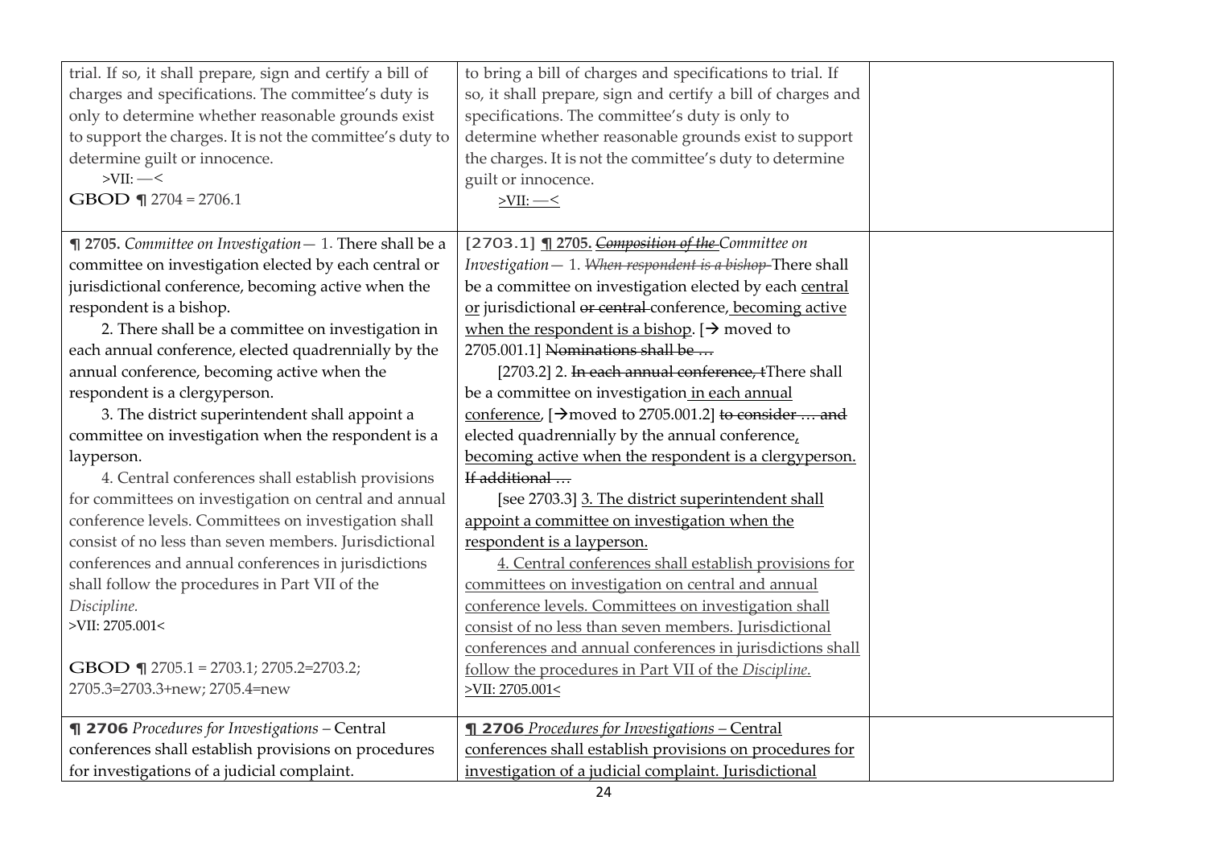| | | |
|---|---|---|
| trial. If so, it shall prepare, sign and certify a bill of charges and specifications. The committee's duty is only to determine whether reasonable grounds exist to support the charges. It is not the committee's duty to determine guilt or innocence.<br>>VII: —<<br>**GBOD** ¶ 2704 = 2706.1 | to bring a bill of charges and specifications to trial. If so, it shall prepare, sign and certify a bill of charges and specifications. The committee's duty is only to determine whether reasonable grounds exist to support the charges. It is not the committee's duty to determine guilt or innocence.<br>>VII: —< | |
| **¶ 2705.** *Committee on Investigation*— 1. There shall be a committee on investigation elected by each central or jurisdictional conference, becoming active when the respondent is a bishop.<br>2. There shall be a committee on investigation in each annual conference, elected quadrennially by the annual conference, becoming active when the respondent is a clergyperson.<br>3. The district superintendent shall appoint a committee on investigation when the respondent is a layperson.<br>4. Central conferences shall establish provisions for committees on investigation on central and annual conference levels. Committees on investigation shall consist of no less than seven members. Jurisdictional conferences and annual conferences in jurisdictions shall follow the procedures in Part VII of the *Discipline.*<br>>VII: 2705.001<<br><br>**GBOD** ¶ 2705.1 = 2703.1; 2705.2=2703.2; 2705.3=2703.3+new; 2705.4=new | [2703.1] **¶ 2705.** ~~*Composition of the*~~ *Committee on Investigation*— 1. ~~*When respondent is a bishop*~~ There shall be a committee on investigation elected by each central or jurisdictional ~~or central~~ conference, becoming active when the respondent is a bishop. [→ moved to 2705.001.1] ~~Nominations shall be …~~<br>[2703.2] 2. ~~In each annual conference, t~~There shall be a committee on investigation in each annual conference, [→moved to 2705.001.2] ~~to consider … and~~ elected quadrennially by the annual conference, becoming active when the respondent is a clergyperson. ~~If additional …~~<br>[see 2703.3] 3. The district superintendent shall appoint a committee on investigation when the respondent is a layperson.<br>4. Central conferences shall establish provisions for committees on investigation on central and annual conference levels. Committees on investigation shall consist of no less than seven members. Jurisdictional conferences and annual conferences in jurisdictions shall follow the procedures in Part VII of the *Discipline.*<br>>VII: 2705.001< | |
| **¶ 2706** *Procedures for Investigations* – Central conferences shall establish provisions on procedures for investigations of a judicial complaint. | **¶ 2706** *Procedures for Investigations* – Central conferences shall establish provisions on procedures for investigation of a judicial complaint. Jurisdictional | |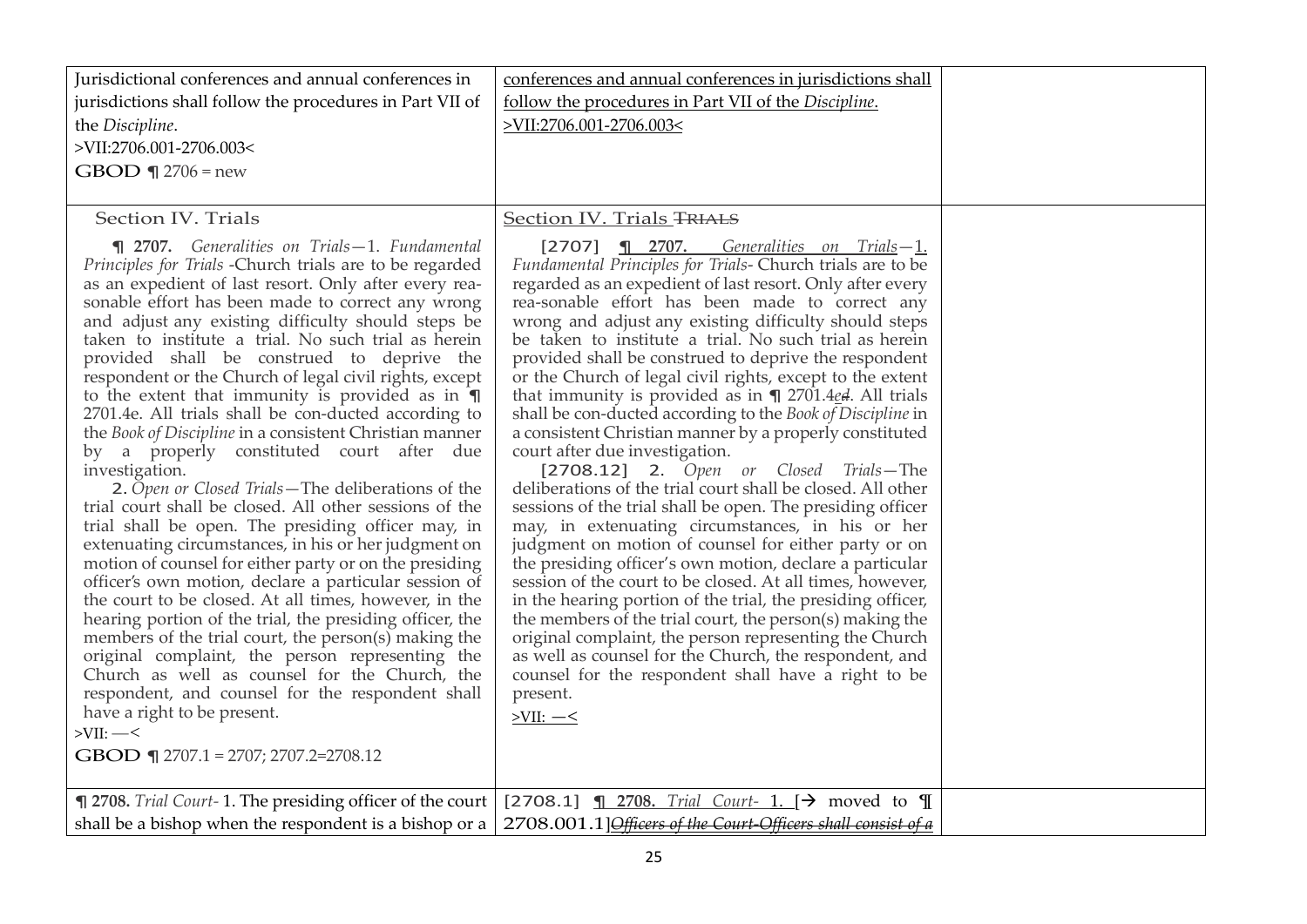| | | |
|---|---|---|
| Jurisdictional conferences and annual conferences in jurisdictions shall follow the procedures in Part VII of the *Discipline*.<br>>VII:2706.001-2706.003<<br>**GBOD** ¶ 2706 = new | conferences and annual conferences in jurisdictions shall follow the procedures in Part VII of the *Discipline*.<br>>VII:2706.001-2706.003< | |
| Section IV. Trials<br><br>**¶ 2707.** *Generalities on Trials*—1. *Fundamental Principles for Trials* -Church trials are to be regarded as an expedient of last resort. Only after every reasonable effort has been made to correct any wrong and adjust any existing difficulty should steps be taken to institute a trial. No such trial as herein provided shall be construed to deprive the respondent or the Church of legal civil rights, except to the extent that immunity is provided as in ¶ 2701.4e. All trials shall be con-ducted according to the *Book of Discipline* in a consistent Christian manner by a properly constituted court after due investigation.<br>2. *Open or Closed Trials*—The deliberations of the trial court shall be closed. All other sessions of the trial shall be open. The presiding officer may, in extenuating circumstances, in his or her judgment on motion of counsel for either party or on the presiding officer's own motion, declare a particular session of the court to be closed. At all times, however, in the hearing portion of the trial, the presiding officer, the members of the trial court, the person(s) making the original complaint, the person representing the Church as well as counsel for the Church, the respondent, and counsel for the respondent shall have a right to be present.<br>>VII: —<<br>**GBOD** ¶ 2707.1 = 2707; 2707.2=2708.12 | Section IV. Trials ~~TRIALS~~<br><br>[2707] **¶ 2707.** *Generalities on Trials*—1. *Fundamental Principles for Trials*- Church trials are to be regarded as an expedient of last resort. Only after every rea-sonable effort has been made to correct any wrong and adjust any existing difficulty should steps be taken to institute a trial. No such trial as herein provided shall be construed to deprive the respondent or the Church of legal civil rights, except to the extent that immunity is provided as in ¶ 2701.4~~e~~d. All trials shall be con-ducted according to the *Book of Discipline* in a consistent Christian manner by a properly constituted court after due investigation.<br>[2708.12] 2. *Open or Closed Trials*—The deliberations of the trial court shall be closed. All other sessions of the trial shall be open. The presiding officer may, in extenuating circumstances, in his or her judgment on motion of counsel for either party or on the presiding officer's own motion, declare a particular session of the court to be closed. At all times, however, in the hearing portion of the trial, the presiding officer, the members of the trial court, the person(s) making the original complaint, the person representing the Church as well as counsel for the Church, the respondent, and counsel for the respondent shall have a right to be present.<br>>VII: —< | |
| **¶ 2708.** *Trial Court*- 1. The presiding officer of the court shall be a bishop when the respondent is a bishop or a | [2708.1] **¶ 2708.** *Trial Court*- 1. [→ moved to ¶ 2708.001.1]~~*Officers of the Court-Officers shall consist of a*~~ | |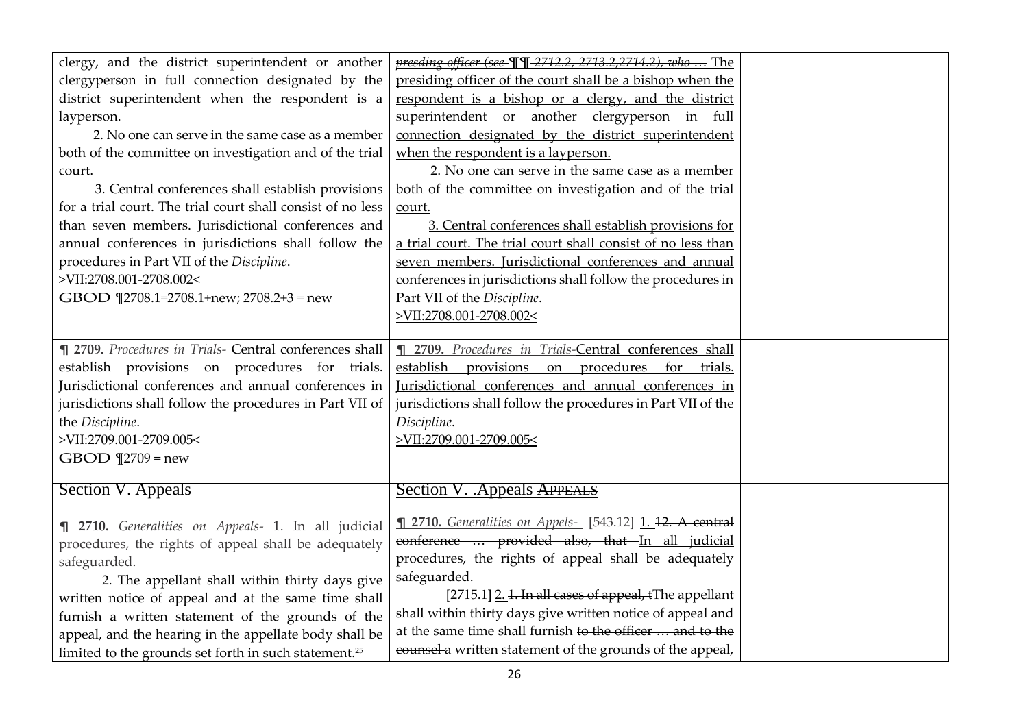| | | |
|---|---|---|
| clergy, and the district superintendent or another clergyperson in full connection designated by the district superintendent when the respondent is a layperson.<br>2. No one can serve in the same case as a member both of the committee on investigation and of the trial court.<br>3. Central conferences shall establish provisions for a trial court. The trial court shall consist of no less than seven members. Jurisdictional conferences and annual conferences in jurisdictions shall follow the procedures in Part VII of the *Discipline*.<br>>VII:2708.001-2708.002<<br>GBOD ¶2708.1=2708.1+new; 2708.2+3 = new | ~~*presding officer (see* ¶¶ *2712.2, 2713.2,2714.2), who …*~~ <u>The presiding officer of the court shall be a bishop when the respondent is a bishop or a clergy, and the district superintendent or another clergyperson in full connection designated by the district superintendent when the respondent is a layperson.</u><br><u>2. No one can serve in the same case as a member both of the committee on investigation and of the trial court.</u><br><u>3. Central conferences shall establish provisions for a trial court. The trial court shall consist of no less than seven members. Jurisdictional conferences and annual conferences in jurisdictions shall follow the procedures in Part VII of the *Discipline*.</u><br><u>>VII:2708.001-2708.002<</u> | |
| **¶ 2709.** *Procedures in Trials-* Central conferences shall establish provisions on procedures for trials. Jurisdictional conferences and annual conferences in jurisdictions shall follow the procedures in Part VII of the *Discipline*.<br>>VII:2709.001-2709.005<<br>GBOD ¶2709 = new | <u>**¶ 2709.** *Procedures in Trials-*Central conferences shall establish provisions on procedures for trials. Jurisdictional conferences and annual conferences in jurisdictions shall follow the procedures in Part VII of the *Discipline*.</u><br><u>>VII:2709.001-2709.005<</u> | |
| Section V. Appeals<br><br>**¶ 2710.** *Generalities on Appeals-* 1. In all judicial procedures, the rights of appeal shall be adequately safeguarded.<br>2. The appellant shall within thirty days give written notice of appeal and at the same time shall furnish a written statement of the grounds of the appeal, and the hearing in the appellate body shall be limited to the grounds set forth in such statement.[25] | <u>Section V. .Appeals</u> ~~APPEALS~~<br><br><u>**¶ 2710.** *Generalities on Appels-*</u> [543.12] <u>1.</u> ~~12. A central conference … provided also, that~~ <u>In all judicial procedures,</u> the rights of appeal shall be adequately safeguarded.<br>[2715.1] <u>2.</u> ~~1. In all cases of appeal, t~~The appellant shall within thirty days give written notice of appeal and at the same time shall furnish ~~to the officer … and to the counsel~~ a written statement of the grounds of the appeal, | |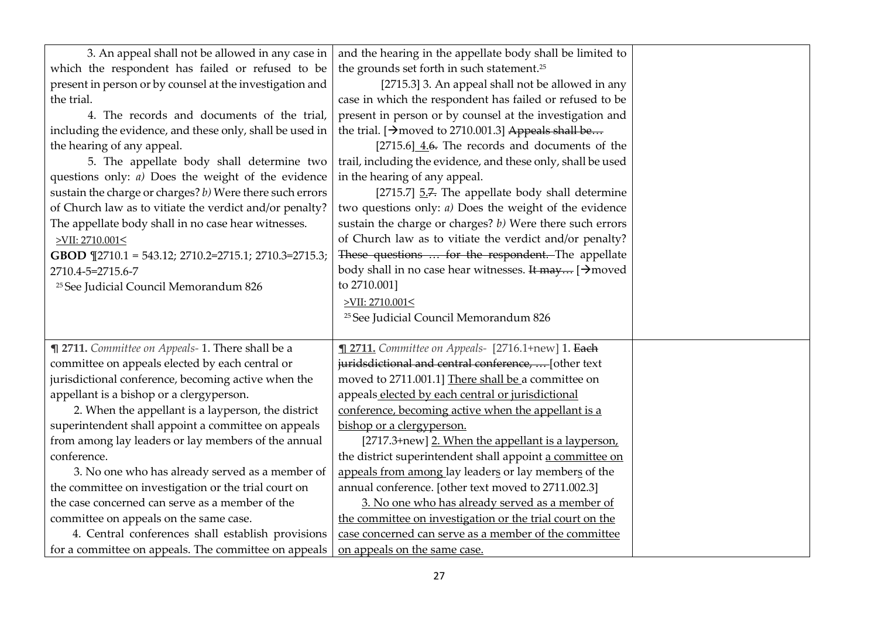| | | |
|---|---|---|
| 3. An appeal shall not be allowed in any case in which the respondent has failed or refused to be present in person or by counsel at the investigation and the trial.<br><br>4. The records and documents of the trial, including the evidence, and these only, shall be used in the hearing of any appeal.<br><br>5. The appellate body shall determine two questions only: *a)* Does the weight of the evidence sustain the charge or charges? *b)* Were there such errors of Church law as to vitiate the verdict and/or penalty? The appellate body shall in no case hear witnesses.<br><br>>VII: 2710.001<<br><br>**GBOD** ¶2710.1 = 543.12; 2710.2=2715.1; 2710.3=2715.3; 2710.4-5=2715.6-7<br><br>[25] See Judicial Council Memorandum 826 | and the hearing in the appellate body shall be limited to the grounds set forth in such statement.[25]<br><br>[2715.3] 3. An appeal shall not be allowed in any case in which the respondent has failed or refused to be present in person or by counsel at the investigation and the trial. [→moved to 2710.001.3] ~~Appeals shall be…~~<br><br>[2715.6] 4.~~6.~~ The records and documents of the trail, including the evidence, and these only, shall be used in the hearing of any appeal.<br><br>[2715.7] 5.~~7.~~ The appellate body shall determine two questions only: *a)* Does the weight of the evidence sustain the charge or charges? *b)* Were there such errors of Church law as to vitiate the verdict and/or penalty? ~~These questions … for the respondent.~~ The appellate body shall in no case hear witnesses. ~~It may…~~ [→moved to 2710.001]<br><br>>VII: 2710.001<<br><br>[25] See Judicial Council Memorandum 826 | |
| **¶ 2711.** *Committee on Appeals-* 1. There shall be a committee on appeals elected by each central or jurisdictional conference, becoming active when the appellant is a bishop or a clergyperson.<br><br>2. When the appellant is a layperson, the district superintendent shall appoint a committee on appeals from among lay leaders or lay members of the annual conference.<br><br>3. No one who has already served as a member of the committee on investigation or the trial court on the case concerned can serve as a member of the committee on appeals on the same case.<br><br>4. Central conferences shall establish provisions for a committee on appeals. The committee on appeals | **¶ 2711.** *Committee on Appeals-* [2716.1+new] 1. ~~Each juridsdictional and central conference, …~~ [other text moved to 2711.001.1] There shall be a committee on appeals elected by each central or jurisdictional conference, becoming active when the appellant is a bishop or a clergyperson.<br><br>[2717.3+new] 2. When the appellant is a layperson, the district superintendent shall appoint a committee on appeals from among lay leaders or lay members of the annual conference. [other text moved to 2711.002.3]<br><br>3. No one who has already served as a member of the committee on investigation or the trial court on the case concerned can serve as a member of the committee on appeals on the same case. | |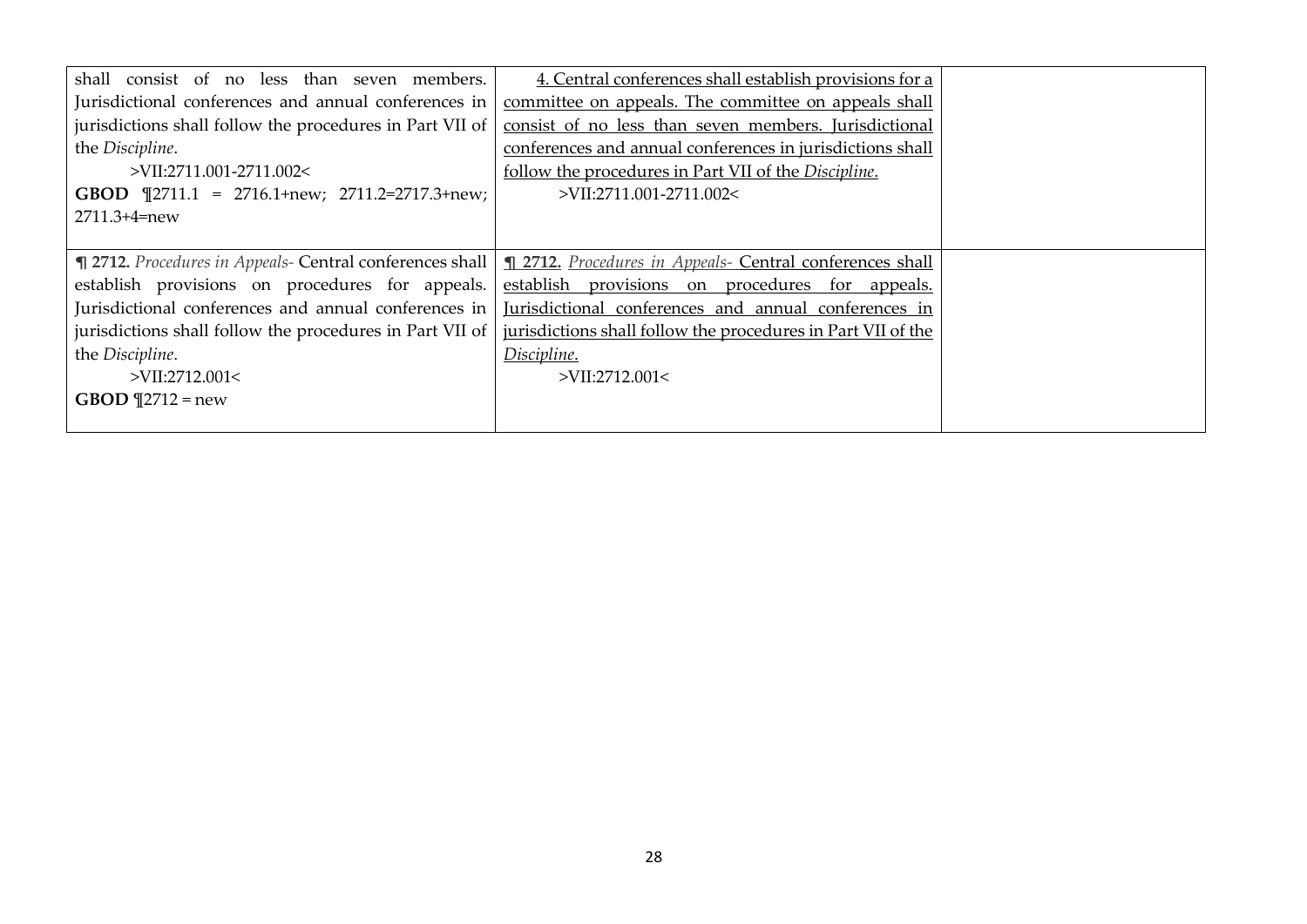| | | |
|---|---|---|
| shall consist of no less than seven members. Jurisdictional conferences and annual conferences in jurisdictions shall follow the procedures in Part VII of the *Discipline*.<br>>VII:2711.001-2711.002<<br>**GBOD** ¶2711.1 = 2716.1+new; 2711.2=2717.3+new; 2711.3+4=new | <u>4. Central conferences shall establish provisions for a committee on appeals. The committee on appeals shall consist of no less than seven members. Jurisdictional conferences and annual conferences in jurisdictions shall follow the procedures in Part VII of the *Discipline*.</u><br>>VII:2711.001-2711.002< | |
| **¶ 2712.** *Procedures in Appeals-* Central conferences shall establish provisions on procedures for appeals. Jurisdictional conferences and annual conferences in jurisdictions shall follow the procedures in Part VII of the *Discipline*.<br>>VII:2712.001<<br>**GBOD** ¶2712 = new | <u>**¶ 2712.** *Procedures in Appeals-* Central conferences shall establish provisions on procedures for appeals. Jurisdictional conferences and annual conferences in jurisdictions shall follow the procedures in Part VII of the *Discipline*.</u><br>>VII:2712.001< | |